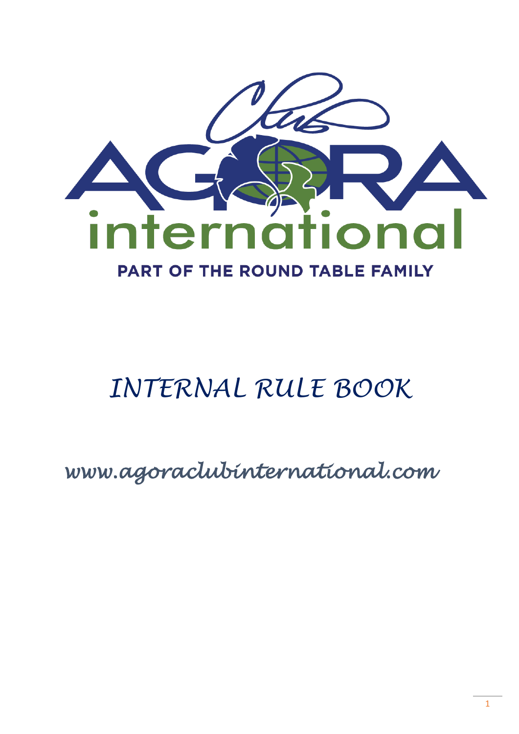Club

AGORA

international

PART OF THE ROUND TABLE FAMILY

# INTERNAL RULE BOOK

*www.agoraclubinternational.com*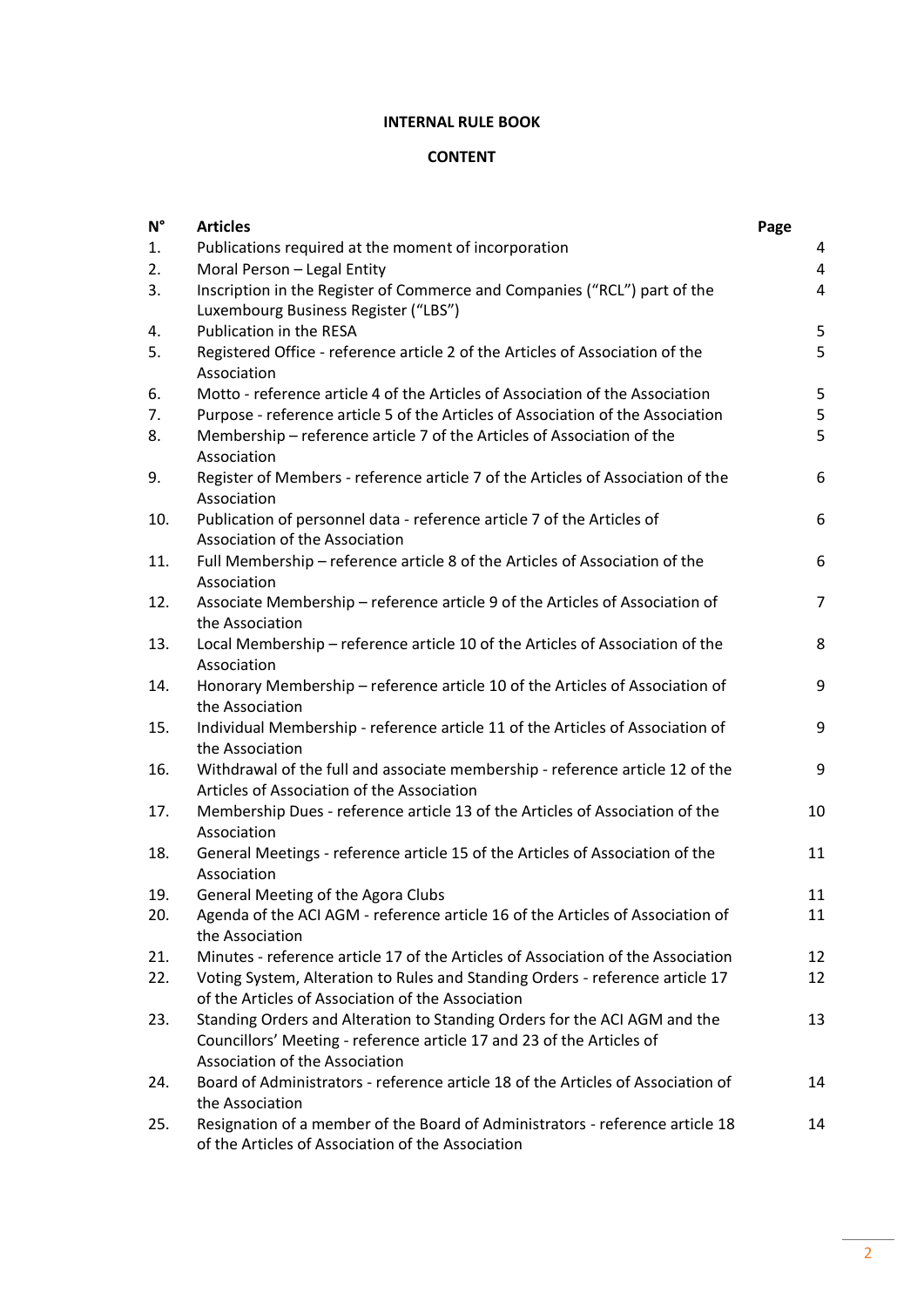**INTERNAL RULE BOOK**

**CONTENT**

| N° | Articles | Page |
|---|---|---|
| 1. | Publications required at the moment of incorporation | 4 |
| 2. | Moral Person – Legal Entity | 4 |
| 3. | Inscription in the Register of Commerce and Companies ("RCL") part of the Luxembourg Business Register ("LBS") | 4 |
| 4. | Publication in the RESA | 5 |
| 5. | Registered Office - reference article 2 of the Articles of Association of the Association | 5 |
| 6. | Motto - reference article 4 of the Articles of Association of the Association | 5 |
| 7. | Purpose - reference article 5 of the Articles of Association of the Association | 5 |
| 8. | Membership – reference article 7 of the Articles of Association of the Association | 5 |
| 9. | Register of Members - reference article 7 of the Articles of Association of the Association | 6 |
| 10. | Publication of personnel data - reference article 7 of the Articles of Association of the Association | 6 |
| 11. | Full Membership – reference article 8 of the Articles of Association of the Association | 6 |
| 12. | Associate Membership – reference article 9 of the Articles of Association of the Association | 7 |
| 13. | Local Membership – reference article 10 of the Articles of Association of the Association | 8 |
| 14. | Honorary Membership – reference article 10 of the Articles of Association of the Association | 9 |
| 15. | Individual Membership - reference article 11 of the Articles of Association of the Association | 9 |
| 16. | Withdrawal of the full and associate membership - reference article 12 of the Articles of Association of the Association | 9 |
| 17. | Membership Dues - reference article 13 of the Articles of Association of the Association | 10 |
| 18. | General Meetings - reference article 15 of the Articles of Association of the Association | 11 |
| 19. | General Meeting of the Agora Clubs | 11 |
| 20. | Agenda of the ACI AGM - reference article 16 of the Articles of Association of the Association | 11 |
| 21. | Minutes - reference article 17 of the Articles of Association of the Association | 12 |
| 22. | Voting System, Alteration to Rules and Standing Orders - reference article 17 of the Articles of Association of the Association | 12 |
| 23. | Standing Orders and Alteration to Standing Orders for the ACI AGM and the Councillors' Meeting - reference article 17 and 23 of the Articles of Association of the Association | 13 |
| 24. | Board of Administrators - reference article 18 of the Articles of Association of the Association | 14 |
| 25. | Resignation of a member of the Board of Administrators - reference article 18 of the Articles of Association of the Association | 14 |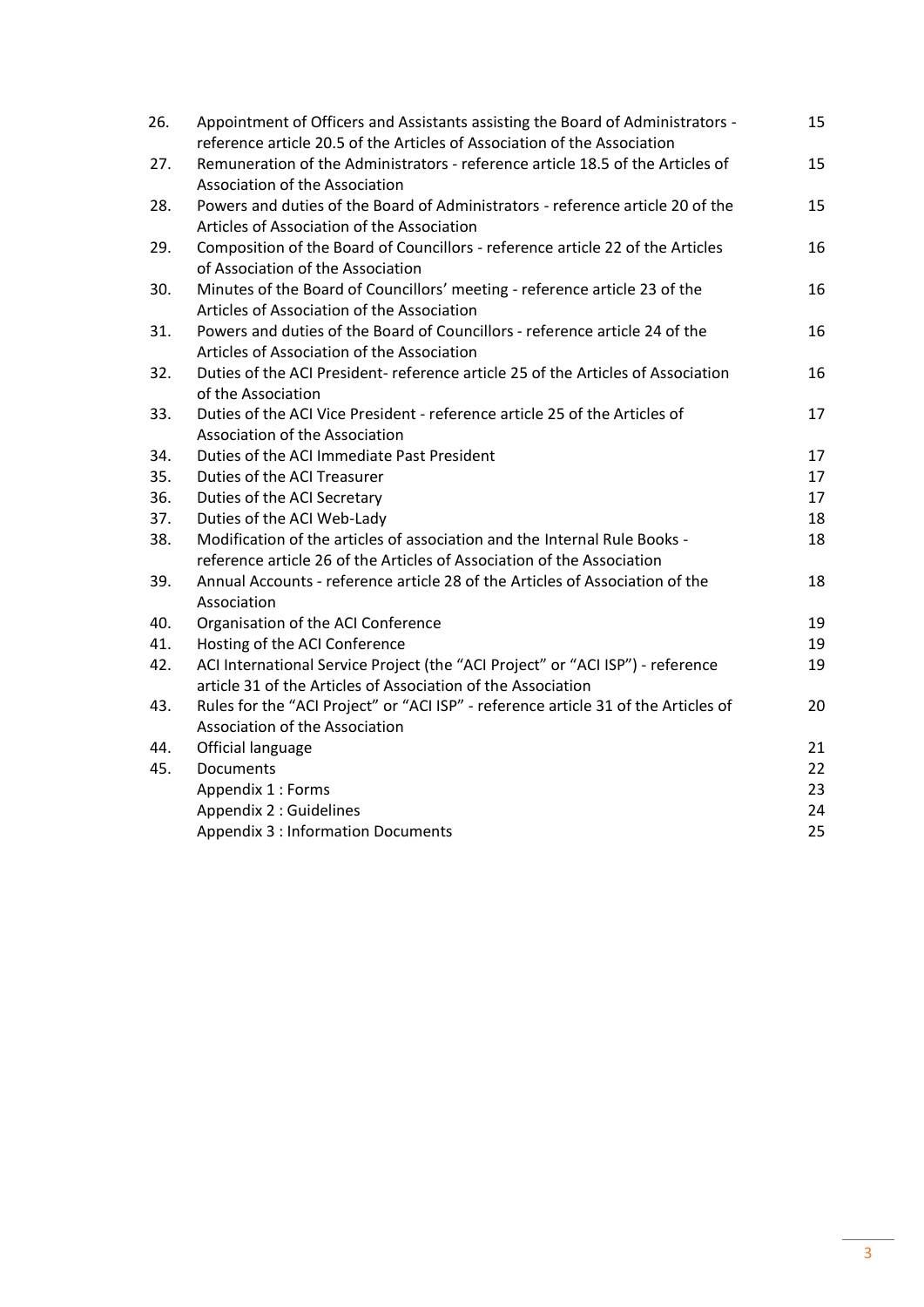| | | |
|---|---|---|
| 26. | Appointment of Officers and Assistants assisting the Board of Administrators - reference article 20.5 of the Articles of Association of the Association | 15 |
| 27. | Remuneration of the Administrators - reference article 18.5 of the Articles of Association of the Association | 15 |
| 28. | Powers and duties of the Board of Administrators - reference article 20 of the Articles of Association of the Association | 15 |
| 29. | Composition of the Board of Councillors - reference article 22 of the Articles of Association of the Association | 16 |
| 30. | Minutes of the Board of Councillors' meeting - reference article 23 of the Articles of Association of the Association | 16 |
| 31. | Powers and duties of the Board of Councillors - reference article 24 of the Articles of Association of the Association | 16 |
| 32. | Duties of the ACI President- reference article 25 of the Articles of Association of the Association | 16 |
| 33. | Duties of the ACI Vice President - reference article 25 of the Articles of Association of the Association | 17 |
| 34. | Duties of the ACI Immediate Past President | 17 |
| 35. | Duties of the ACI Treasurer | 17 |
| 36. | Duties of the ACI Secretary | 17 |
| 37. | Duties of the ACI Web-Lady | 18 |
| 38. | Modification of the articles of association and the Internal Rule Books - reference article 26 of the Articles of Association of the Association | 18 |
| 39. | Annual Accounts - reference article 28 of the Articles of Association of the Association | 18 |
| 40. | Organisation of the ACI Conference | 19 |
| 41. | Hosting of the ACI Conference | 19 |
| 42. | ACI International Service Project (the "ACI Project" or "ACI ISP") - reference article 31 of the Articles of Association of the Association | 19 |
| 43. | Rules for the "ACI Project" or "ACI ISP" - reference article 31 of the Articles of Association of the Association | 20 |
| 44. | Official language | 21 |
| 45. | Documents | 22 |
| | Appendix 1 : Forms | 23 |
| | Appendix 2 : Guidelines | 24 |
| | Appendix 3 : Information Documents | 25 |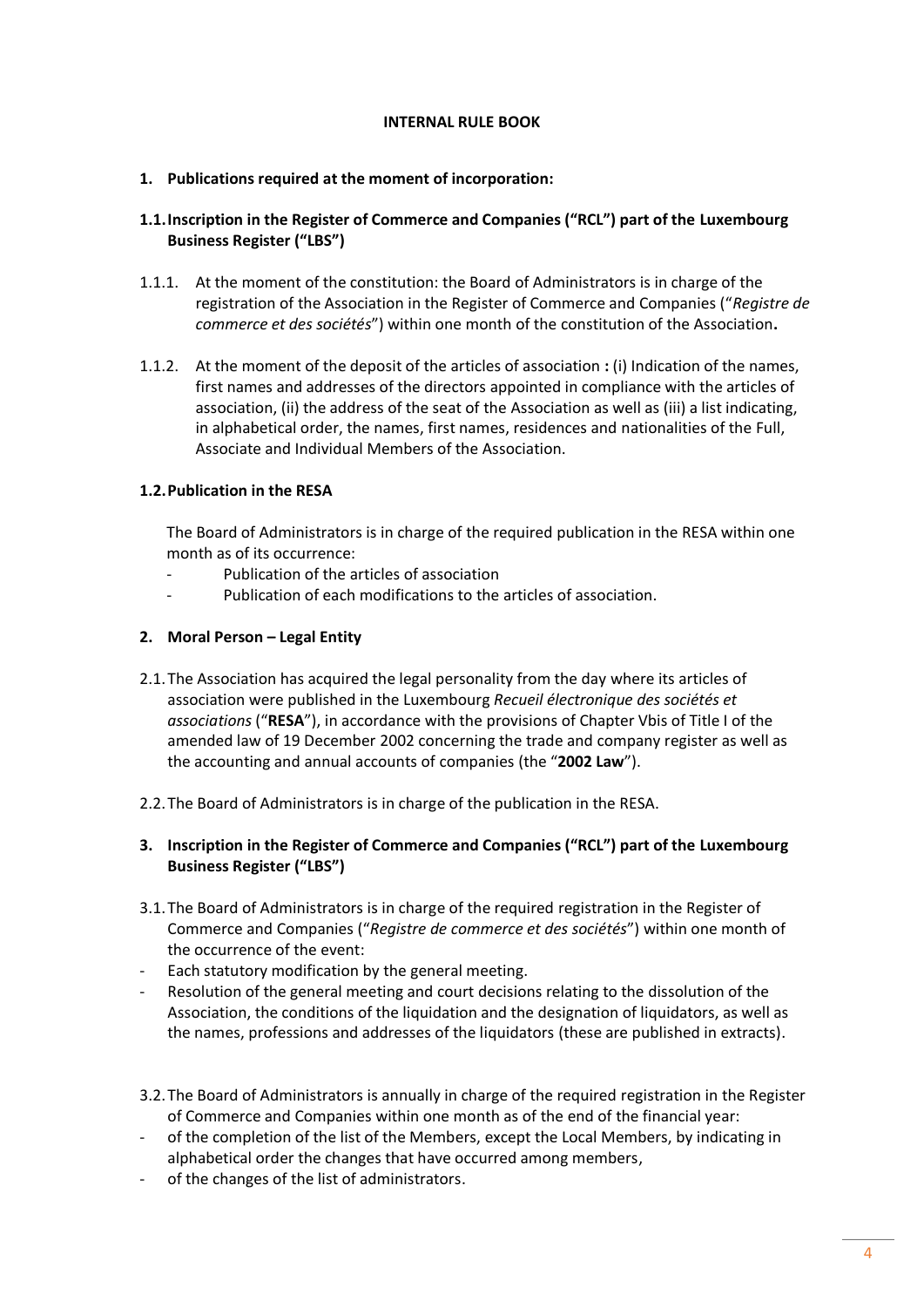**INTERNAL RULE BOOK**

**1. Publications required at the moment of incorporation:**

**1.1. Inscription in the Register of Commerce and Companies ("RCL") part of the Luxembourg Business Register ("LBS")**

1.1.1. At the moment of the constitution: the Board of Administrators is in charge of the registration of the Association in the Register of Commerce and Companies ("*Registre de commerce et des sociétés*") within one month of the constitution of the Association**.**

1.1.2. At the moment of the deposit of the articles of association **:** (i) Indication of the names, first names and addresses of the directors appointed in compliance with the articles of association, (ii) the address of the seat of the Association as well as (iii) a list indicating, in alphabetical order, the names, first names, residences and nationalities of the Full, Associate and Individual Members of the Association.

**1.2. Publication in the RESA**

The Board of Administrators is in charge of the required publication in the RESA within one month as of its occurrence:

- Publication of the articles of association
- Publication of each modifications to the articles of association.

**2. Moral Person – Legal Entity**

2.1. The Association has acquired the legal personality from the day where its articles of association were published in the Luxembourg *Recueil électronique des sociétés et associations* ("**RESA**"), in accordance with the provisions of Chapter Vbis of Title I of the amended law of 19 December 2002 concerning the trade and company register as well as the accounting and annual accounts of companies (the "**2002 Law**").

2.2. The Board of Administrators is in charge of the publication in the RESA.

**3. Inscription in the Register of Commerce and Companies ("RCL") part of the Luxembourg Business Register ("LBS")**

3.1. The Board of Administrators is in charge of the required registration in the Register of Commerce and Companies ("*Registre de commerce et des sociétés*") within one month of the occurrence of the event:

- Each statutory modification by the general meeting.
- Resolution of the general meeting and court decisions relating to the dissolution of the Association, the conditions of the liquidation and the designation of liquidators, as well as the names, professions and addresses of the liquidators (these are published in extracts).

3.2. The Board of Administrators is annually in charge of the required registration in the Register of Commerce and Companies within one month as of the end of the financial year:

- of the completion of the list of the Members, except the Local Members, by indicating in alphabetical order the changes that have occurred among members,
- of the changes of the list of administrators.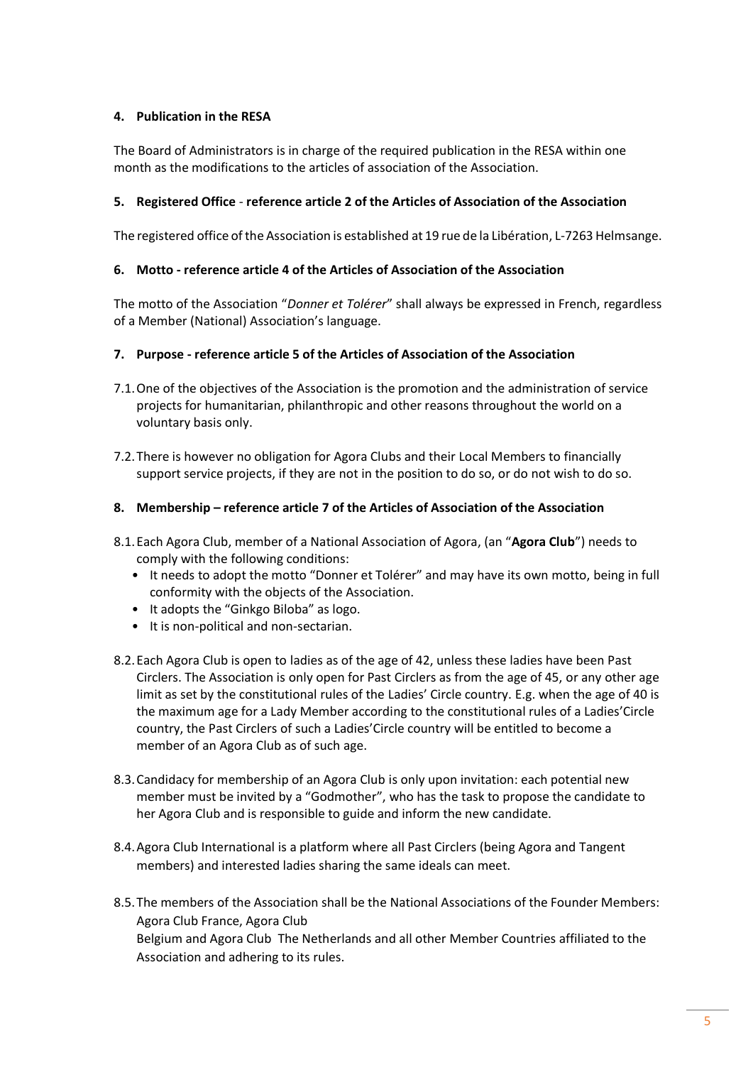## 4. Publication in the RESA

The Board of Administrators is in charge of the required publication in the RESA within one month as the modifications to the articles of association of the Association.

## 5. Registered Office - reference article 2 of the Articles of Association of the Association

The registered office of the Association is established at 19 rue de la Libération, L-7263 Helmsange.

## 6. Motto - reference article 4 of the Articles of Association of the Association

The motto of the Association "*Donner et Tolérer*" shall always be expressed in French, regardless of a Member (National) Association's language.

## 7. Purpose - reference article 5 of the Articles of Association of the Association

7.1. One of the objectives of the Association is the promotion and the administration of service projects for humanitarian, philanthropic and other reasons throughout the world on a voluntary basis only.

7.2. There is however no obligation for Agora Clubs and their Local Members to financially support service projects, if they are not in the position to do so, or do not wish to do so.

## 8. Membership – reference article 7 of the Articles of Association of the Association

8.1. Each Agora Club, member of a National Association of Agora, (an "**Agora Club**") needs to comply with the following conditions:

- It needs to adopt the motto "Donner et Tolérer" and may have its own motto, being in full conformity with the objects of the Association.
- It adopts the "Ginkgo Biloba" as logo.
- It is non-political and non-sectarian.

8.2. Each Agora Club is open to ladies as of the age of 42, unless these ladies have been Past Circlers. The Association is only open for Past Circlers as from the age of 45, or any other age limit as set by the constitutional rules of the Ladies' Circle country. E.g. when the age of 40 is the maximum age for a Lady Member according to the constitutional rules of a Ladies'Circle country, the Past Circlers of such a Ladies'Circle country will be entitled to become a member of an Agora Club as of such age.

8.3. Candidacy for membership of an Agora Club is only upon invitation: each potential new member must be invited by a "Godmother", who has the task to propose the candidate to her Agora Club and is responsible to guide and inform the new candidate.

8.4. Agora Club International is a platform where all Past Circlers (being Agora and Tangent members) and interested ladies sharing the same ideals can meet.

8.5. The members of the Association shall be the National Associations of the Founder Members: Agora Club France, Agora Club Belgium and Agora Club The Netherlands and all other Member Countries affiliated to the Association and adhering to its rules.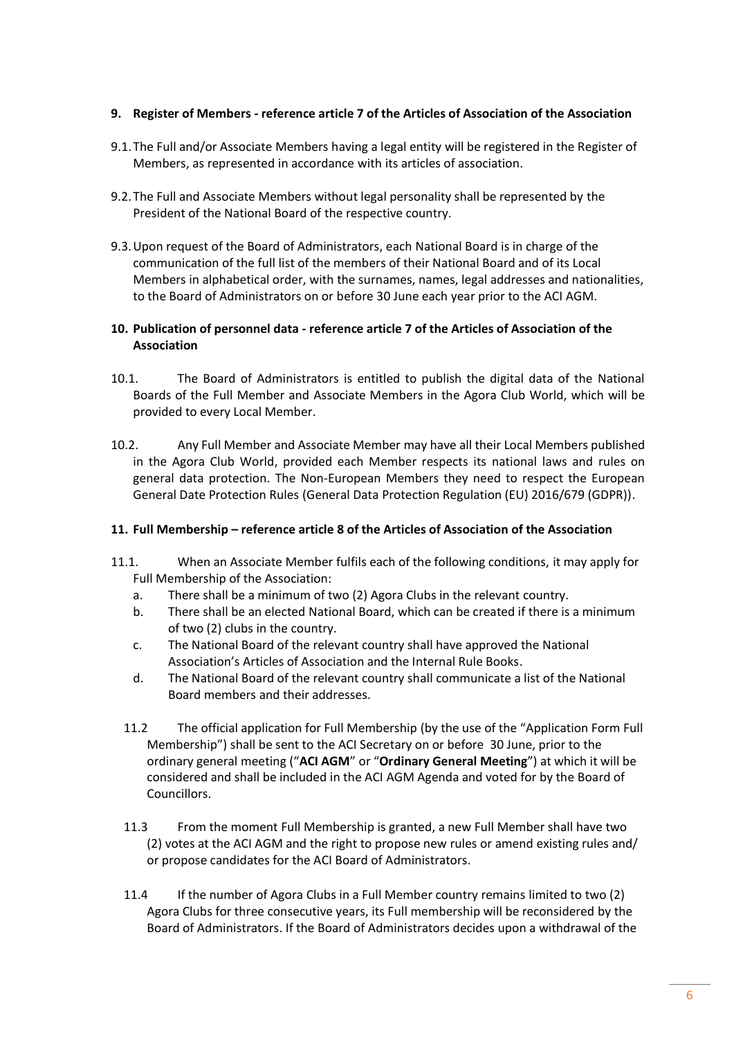## 9. Register of Members - reference article 7 of the Articles of Association of the Association

9.1. The Full and/or Associate Members having a legal entity will be registered in the Register of Members, as represented in accordance with its articles of association.

9.2. The Full and Associate Members without legal personality shall be represented by the President of the National Board of the respective country.

9.3. Upon request of the Board of Administrators, each National Board is in charge of the communication of the full list of the members of their National Board and of its Local Members in alphabetical order, with the surnames, names, legal addresses and nationalities, to the Board of Administrators on or before 30 June each year prior to the ACI AGM.

## 10. Publication of personnel data - reference article 7 of the Articles of Association of the Association

10.1. The Board of Administrators is entitled to publish the digital data of the National Boards of the Full Member and Associate Members in the Agora Club World, which will be provided to every Local Member.

10.2. Any Full Member and Associate Member may have all their Local Members published in the Agora Club World, provided each Member respects its national laws and rules on general data protection. The Non-European Members they need to respect the European General Date Protection Rules (General Data Protection Regulation (EU) 2016/679 (GDPR)).

## 11. Full Membership – reference article 8 of the Articles of Association of the Association

11.1. When an Associate Member fulfils each of the following conditions, it may apply for Full Membership of the Association:

a. There shall be a minimum of two (2) Agora Clubs in the relevant country.
b. There shall be an elected National Board, which can be created if there is a minimum of two (2) clubs in the country.
c. The National Board of the relevant country shall have approved the National Association's Articles of Association and the Internal Rule Books.
d. The National Board of the relevant country shall communicate a list of the National Board members and their addresses.

11.2 The official application for Full Membership (by the use of the "Application Form Full Membership") shall be sent to the ACI Secretary on or before 30 June, prior to the ordinary general meeting ("**ACI AGM**" or "**Ordinary General Meeting**") at which it will be considered and shall be included in the ACI AGM Agenda and voted for by the Board of Councillors.

11.3 From the moment Full Membership is granted, a new Full Member shall have two (2) votes at the ACI AGM and the right to propose new rules or amend existing rules and/ or propose candidates for the ACI Board of Administrators.

11.4 If the number of Agora Clubs in a Full Member country remains limited to two (2) Agora Clubs for three consecutive years, its Full membership will be reconsidered by the Board of Administrators. If the Board of Administrators decides upon a withdrawal of the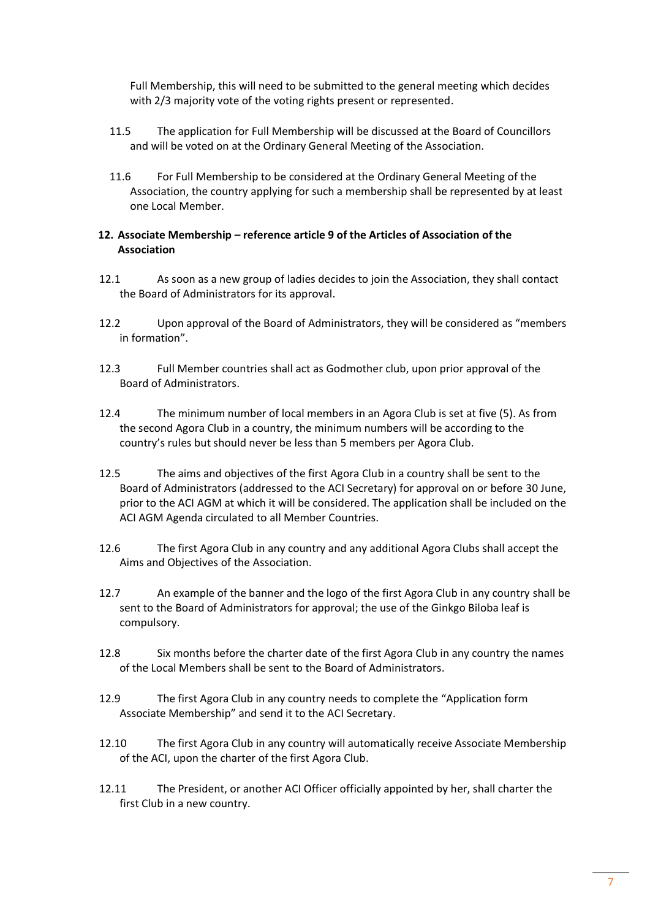Full Membership, this will need to be submitted to the general meeting which decides with 2/3 majority vote of the voting rights present or represented.

11.5 The application for Full Membership will be discussed at the Board of Councillors and will be voted on at the Ordinary General Meeting of the Association.

11.6 For Full Membership to be considered at the Ordinary General Meeting of the Association, the country applying for such a membership shall be represented by at least one Local Member.

**12. Associate Membership – reference article 9 of the Articles of Association of the Association**

12.1 As soon as a new group of ladies decides to join the Association, they shall contact the Board of Administrators for its approval.

12.2 Upon approval of the Board of Administrators, they will be considered as "members in formation".

12.3 Full Member countries shall act as Godmother club, upon prior approval of the Board of Administrators.

12.4 The minimum number of local members in an Agora Club is set at five (5). As from the second Agora Club in a country, the minimum numbers will be according to the country's rules but should never be less than 5 members per Agora Club.

12.5 The aims and objectives of the first Agora Club in a country shall be sent to the Board of Administrators (addressed to the ACI Secretary) for approval on or before 30 June, prior to the ACI AGM at which it will be considered. The application shall be included on the ACI AGM Agenda circulated to all Member Countries.

12.6 The first Agora Club in any country and any additional Agora Clubs shall accept the Aims and Objectives of the Association.

12.7 An example of the banner and the logo of the first Agora Club in any country shall be sent to the Board of Administrators for approval; the use of the Ginkgo Biloba leaf is compulsory.

12.8 Six months before the charter date of the first Agora Club in any country the names of the Local Members shall be sent to the Board of Administrators.

12.9 The first Agora Club in any country needs to complete the "Application form Associate Membership" and send it to the ACI Secretary.

12.10 The first Agora Club in any country will automatically receive Associate Membership of the ACI, upon the charter of the first Agora Club.

12.11 The President, or another ACI Officer officially appointed by her, shall charter the first Club in a new country.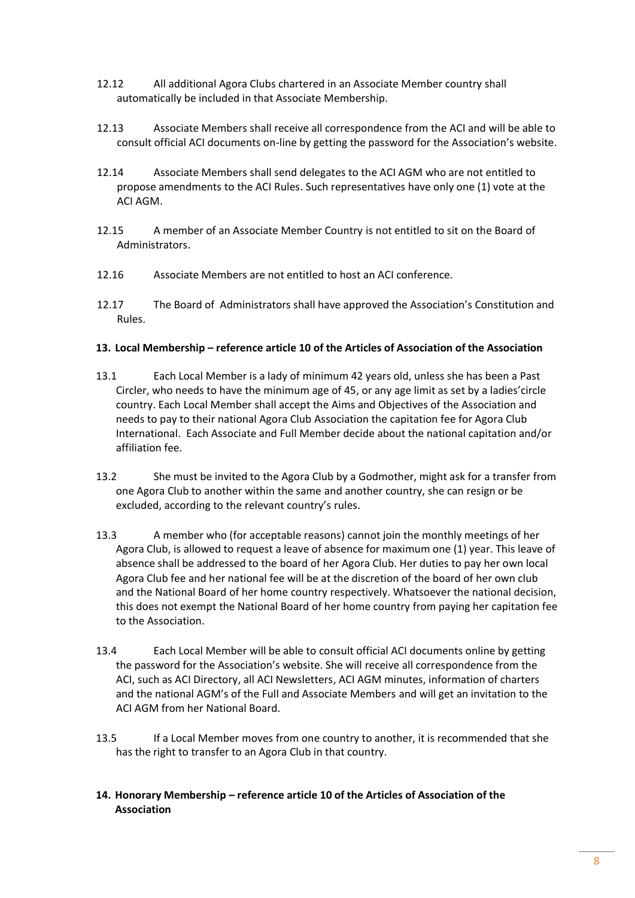12.12 All additional Agora Clubs chartered in an Associate Member country shall automatically be included in that Associate Membership.

12.13 Associate Members shall receive all correspondence from the ACI and will be able to consult official ACI documents on-line by getting the password for the Association's website.

12.14 Associate Members shall send delegates to the ACI AGM who are not entitled to propose amendments to the ACI Rules. Such representatives have only one (1) vote at the ACI AGM.

12.15 A member of an Associate Member Country is not entitled to sit on the Board of Administrators.

12.16 Associate Members are not entitled to host an ACI conference.

12.17 The Board of Administrators shall have approved the Association's Constitution and Rules.

**13. Local Membership – reference article 10 of the Articles of Association of the Association**

13.1 Each Local Member is a lady of minimum 42 years old, unless she has been a Past Circler, who needs to have the minimum age of 45, or any age limit as set by a ladies'circle country. Each Local Member shall accept the Aims and Objectives of the Association and needs to pay to their national Agora Club Association the capitation fee for Agora Club International. Each Associate and Full Member decide about the national capitation and/or affiliation fee.

13.2 She must be invited to the Agora Club by a Godmother, might ask for a transfer from one Agora Club to another within the same and another country, she can resign or be excluded, according to the relevant country's rules.

13.3 A member who (for acceptable reasons) cannot join the monthly meetings of her Agora Club, is allowed to request a leave of absence for maximum one (1) year. This leave of absence shall be addressed to the board of her Agora Club. Her duties to pay her own local Agora Club fee and her national fee will be at the discretion of the board of her own club and the National Board of her home country respectively. Whatsoever the national decision, this does not exempt the National Board of her home country from paying her capitation fee to the Association.

13.4 Each Local Member will be able to consult official ACI documents online by getting the password for the Association's website. She will receive all correspondence from the ACI, such as ACI Directory, all ACI Newsletters, ACI AGM minutes, information of charters and the national AGM's of the Full and Associate Members and will get an invitation to the ACI AGM from her National Board.

13.5 If a Local Member moves from one country to another, it is recommended that she has the right to transfer to an Agora Club in that country.

**14. Honorary Membership – reference article 10 of the Articles of Association of the Association**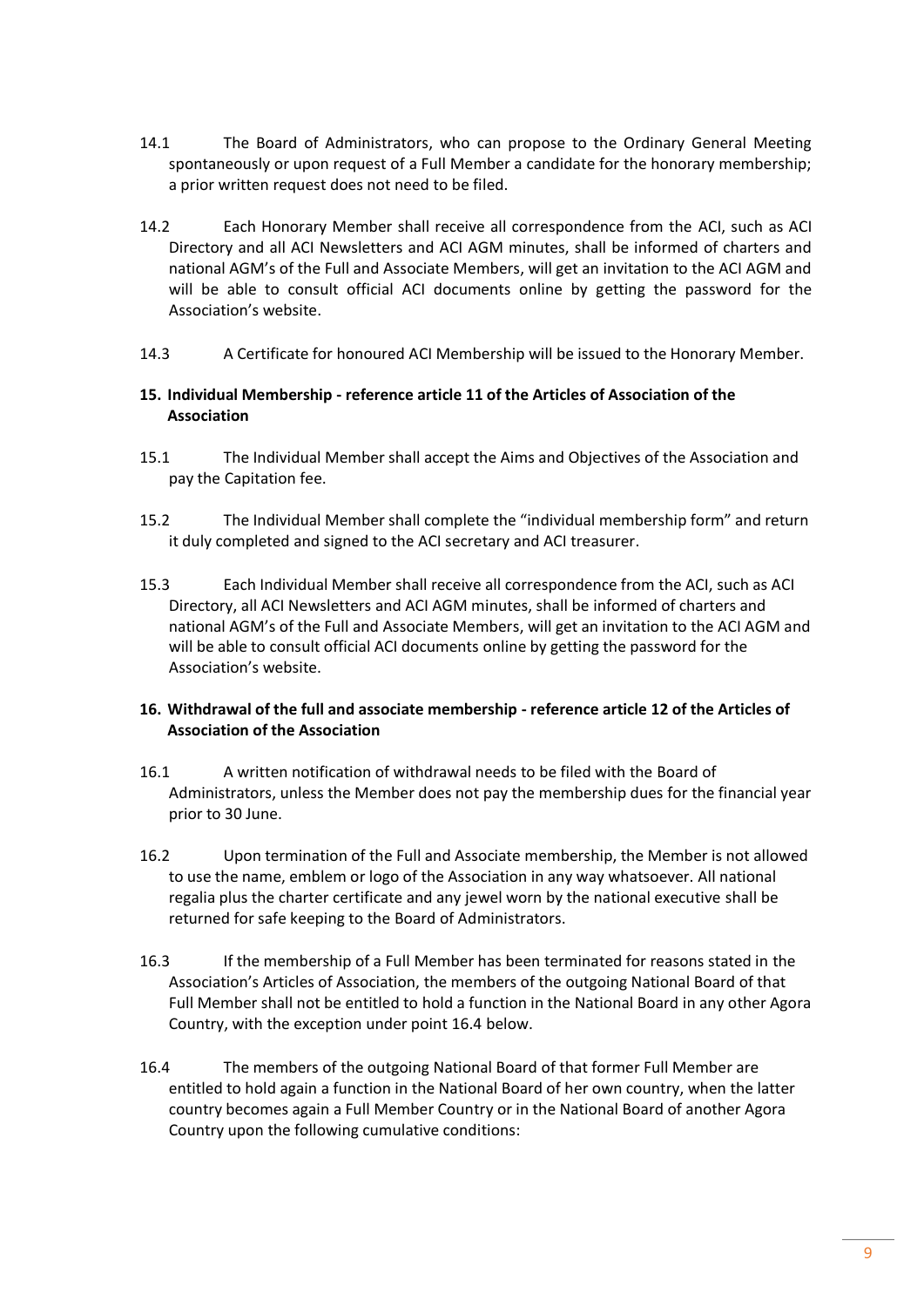14.1 The Board of Administrators, who can propose to the Ordinary General Meeting spontaneously or upon request of a Full Member a candidate for the honorary membership; a prior written request does not need to be filed.

14.2 Each Honorary Member shall receive all correspondence from the ACI, such as ACI Directory and all ACI Newsletters and ACI AGM minutes, shall be informed of charters and national AGM's of the Full and Associate Members, will get an invitation to the ACI AGM and will be able to consult official ACI documents online by getting the password for the Association's website.

14.3 A Certificate for honoured ACI Membership will be issued to the Honorary Member.

## 15. Individual Membership - reference article 11 of the Articles of Association of the Association

15.1 The Individual Member shall accept the Aims and Objectives of the Association and pay the Capitation fee.

15.2 The Individual Member shall complete the "individual membership form" and return it duly completed and signed to the ACI secretary and ACI treasurer.

15.3 Each Individual Member shall receive all correspondence from the ACI, such as ACI Directory, all ACI Newsletters and ACI AGM minutes, shall be informed of charters and national AGM's of the Full and Associate Members, will get an invitation to the ACI AGM and will be able to consult official ACI documents online by getting the password for the Association's website.

## 16. Withdrawal of the full and associate membership - reference article 12 of the Articles of Association of the Association

16.1 A written notification of withdrawal needs to be filed with the Board of Administrators, unless the Member does not pay the membership dues for the financial year prior to 30 June.

16.2 Upon termination of the Full and Associate membership, the Member is not allowed to use the name, emblem or logo of the Association in any way whatsoever. All national regalia plus the charter certificate and any jewel worn by the national executive shall be returned for safe keeping to the Board of Administrators.

16.3 If the membership of a Full Member has been terminated for reasons stated in the Association's Articles of Association, the members of the outgoing National Board of that Full Member shall not be entitled to hold a function in the National Board in any other Agora Country, with the exception under point 16.4 below.

16.4 The members of the outgoing National Board of that former Full Member are entitled to hold again a function in the National Board of her own country, when the latter country becomes again a Full Member Country or in the National Board of another Agora Country upon the following cumulative conditions: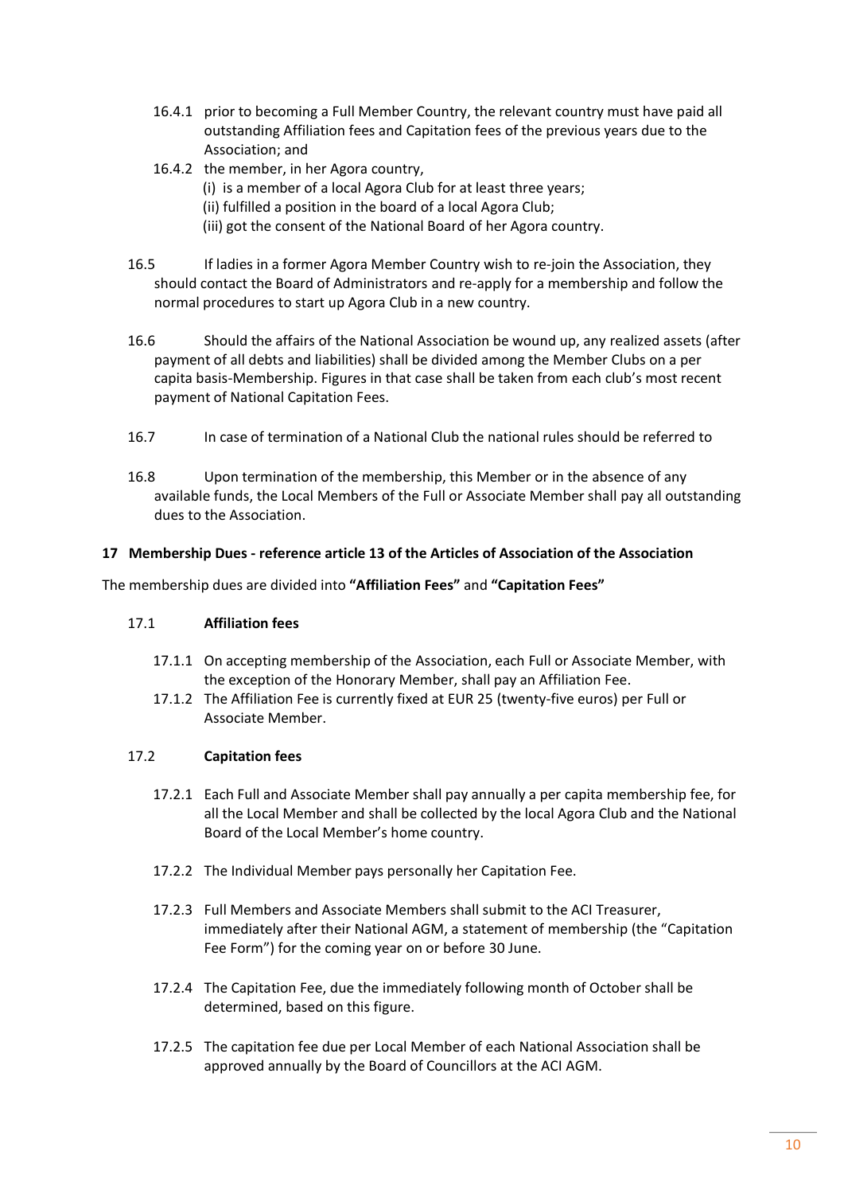16.4.1 prior to becoming a Full Member Country, the relevant country must have paid all outstanding Affiliation fees and Capitation fees of the previous years due to the Association; and

16.4.2 the member, in her Agora country,
(i) is a member of a local Agora Club for at least three years;
(ii) fulfilled a position in the board of a local Agora Club;
(iii) got the consent of the National Board of her Agora country.

16.5 If ladies in a former Agora Member Country wish to re-join the Association, they should contact the Board of Administrators and re-apply for a membership and follow the normal procedures to start up Agora Club in a new country.

16.6 Should the affairs of the National Association be wound up, any realized assets (after payment of all debts and liabilities) shall be divided among the Member Clubs on a per capita basis-Membership. Figures in that case shall be taken from each club's most recent payment of National Capitation Fees.

16.7 In case of termination of a National Club the national rules should be referred to

16.8 Upon termination of the membership, this Member or in the absence of any available funds, the Local Members of the Full or Associate Member shall pay all outstanding dues to the Association.

## 17 Membership Dues - reference article 13 of the Articles of Association of the Association

The membership dues are divided into **"Affiliation Fees"** and **"Capitation Fees"**

### 17.1 Affiliation fees

17.1.1 On accepting membership of the Association, each Full or Associate Member, with the exception of the Honorary Member, shall pay an Affiliation Fee.

17.1.2 The Affiliation Fee is currently fixed at EUR 25 (twenty-five euros) per Full or Associate Member.

### 17.2 Capitation fees

17.2.1 Each Full and Associate Member shall pay annually a per capita membership fee, for all the Local Member and shall be collected by the local Agora Club and the National Board of the Local Member's home country.

17.2.2 The Individual Member pays personally her Capitation Fee.

17.2.3 Full Members and Associate Members shall submit to the ACI Treasurer, immediately after their National AGM, a statement of membership (the "Capitation Fee Form") for the coming year on or before 30 June.

17.2.4 The Capitation Fee, due the immediately following month of October shall be determined, based on this figure.

17.2.5 The capitation fee due per Local Member of each National Association shall be approved annually by the Board of Councillors at the ACI AGM.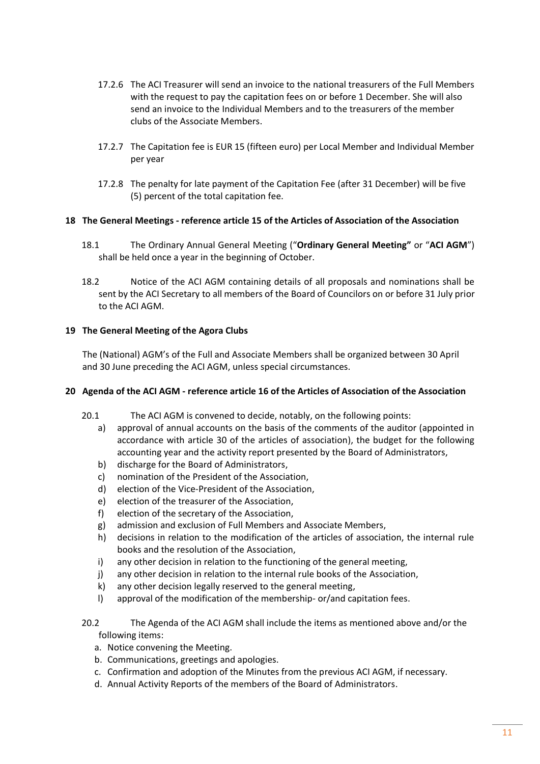17.2.6 The ACI Treasurer will send an invoice to the national treasurers of the Full Members with the request to pay the capitation fees on or before 1 December. She will also send an invoice to the Individual Members and to the treasurers of the member clubs of the Associate Members.

17.2.7 The Capitation fee is EUR 15 (fifteen euro) per Local Member and Individual Member per year

17.2.8 The penalty for late payment of the Capitation Fee (after 31 December) will be five (5) percent of the total capitation fee.

## 18 The General Meetings - reference article 15 of the Articles of Association of the Association

18.1 The Ordinary Annual General Meeting ("**Ordinary General Meeting"** or "**ACI AGM**") shall be held once a year in the beginning of October.

18.2 Notice of the ACI AGM containing details of all proposals and nominations shall be sent by the ACI Secretary to all members of the Board of Councilors on or before 31 July prior to the ACI AGM.

## 19 The General Meeting of the Agora Clubs

The (National) AGM's of the Full and Associate Members shall be organized between 30 April and 30 June preceding the ACI AGM, unless special circumstances.

## 20 Agenda of the ACI AGM - reference article 16 of the Articles of Association of the Association

20.1 The ACI AGM is convened to decide, notably, on the following points:

a) approval of annual accounts on the basis of the comments of the auditor (appointed in accordance with article 30 of the articles of association), the budget for the following accounting year and the activity report presented by the Board of Administrators,
b) discharge for the Board of Administrators,
c) nomination of the President of the Association,
d) election of the Vice-President of the Association,
e) election of the treasurer of the Association,
f) election of the secretary of the Association,
g) admission and exclusion of Full Members and Associate Members,
h) decisions in relation to the modification of the articles of association, the internal rule books and the resolution of the Association,
i) any other decision in relation to the functioning of the general meeting,
j) any other decision in relation to the internal rule books of the Association,
k) any other decision legally reserved to the general meeting,
l) approval of the modification of the membership- or/and capitation fees.

20.2 The Agenda of the ACI AGM shall include the items as mentioned above and/or the following items:

a. Notice convening the Meeting.
b. Communications, greetings and apologies.
c. Confirmation and adoption of the Minutes from the previous ACI AGM, if necessary.
d. Annual Activity Reports of the members of the Board of Administrators.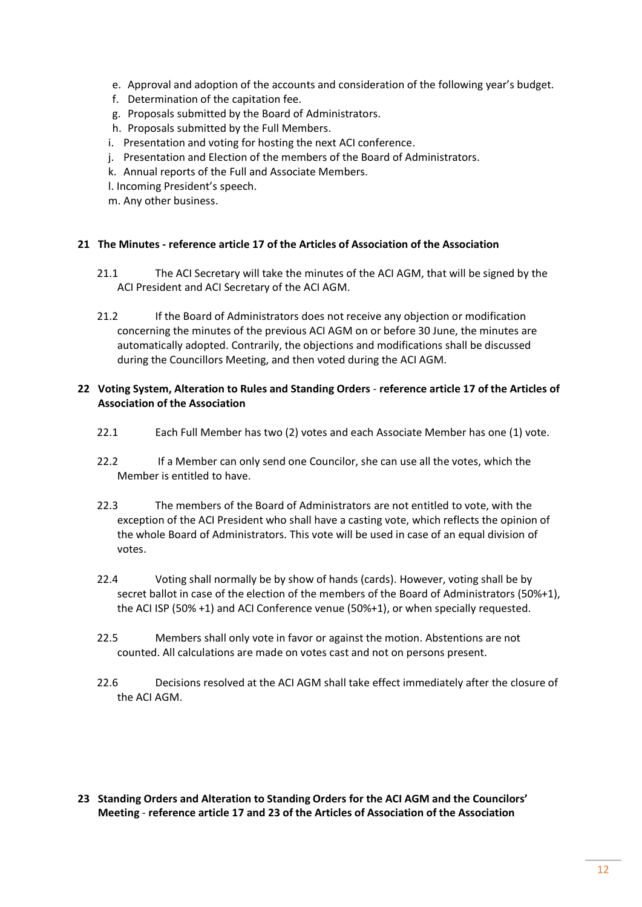e. Approval and adoption of the accounts and consideration of the following year's budget.
f. Determination of the capitation fee.
g. Proposals submitted by the Board of Administrators.
h. Proposals submitted by the Full Members.
i. Presentation and voting for hosting the next ACI conference.
j. Presentation and Election of the members of the Board of Administrators.
k. Annual reports of the Full and Associate Members.
l. Incoming President's speech.
m. Any other business.

## 21 The Minutes - reference article 17 of the Articles of Association of the Association

21.1 The ACI Secretary will take the minutes of the ACI AGM, that will be signed by the ACI President and ACI Secretary of the ACI AGM.

21.2 If the Board of Administrators does not receive any objection or modification concerning the minutes of the previous ACI AGM on or before 30 June, the minutes are automatically adopted. Contrarily, the objections and modifications shall be discussed during the Councillors Meeting, and then voted during the ACI AGM.

## 22 Voting System, Alteration to Rules and Standing Orders - reference article 17 of the Articles of Association of the Association

22.1 Each Full Member has two (2) votes and each Associate Member has one (1) vote.

22.2 If a Member can only send one Councilor, she can use all the votes, which the Member is entitled to have.

22.3 The members of the Board of Administrators are not entitled to vote, with the exception of the ACI President who shall have a casting vote, which reflects the opinion of the whole Board of Administrators. This vote will be used in case of an equal division of votes.

22.4 Voting shall normally be by show of hands (cards). However, voting shall be by secret ballot in case of the election of the members of the Board of Administrators (50%+1), the ACI ISP (50% +1) and ACI Conference venue (50%+1), or when specially requested.

22.5 Members shall only vote in favor or against the motion. Abstentions are not counted. All calculations are made on votes cast and not on persons present.

22.6 Decisions resolved at the ACI AGM shall take effect immediately after the closure of the ACI AGM.

## 23 Standing Orders and Alteration to Standing Orders for the ACI AGM and the Councilors' Meeting - reference article 17 and 23 of the Articles of Association of the Association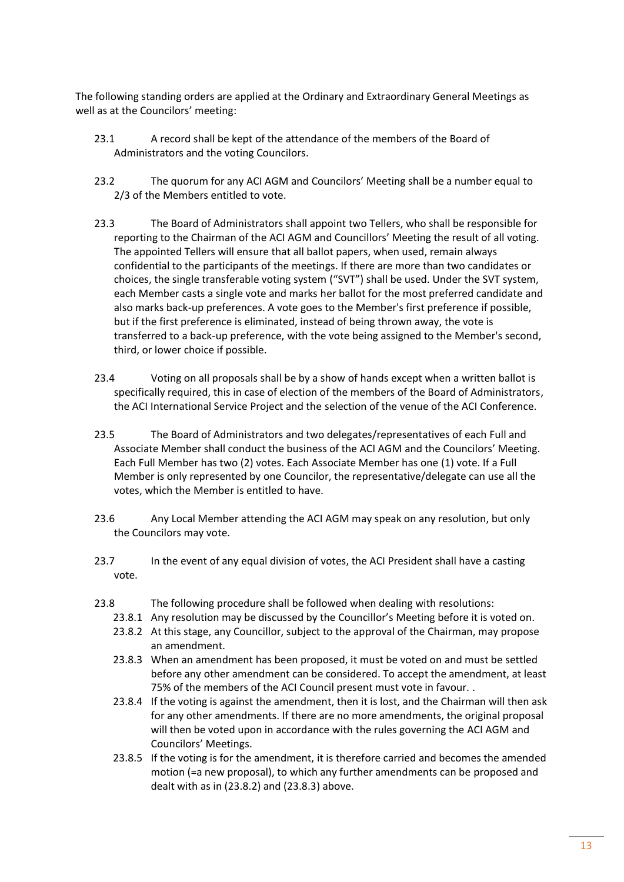The following standing orders are applied at the Ordinary and Extraordinary General Meetings as well as at the Councilors' meeting:

23.1 A record shall be kept of the attendance of the members of the Board of Administrators and the voting Councilors.

23.2 The quorum for any ACI AGM and Councilors' Meeting shall be a number equal to 2/3 of the Members entitled to vote.

23.3 The Board of Administrators shall appoint two Tellers, who shall be responsible for reporting to the Chairman of the ACI AGM and Councillors' Meeting the result of all voting. The appointed Tellers will ensure that all ballot papers, when used, remain always confidential to the participants of the meetings. If there are more than two candidates or choices, the single transferable voting system ("SVT") shall be used. Under the SVT system, each Member casts a single vote and marks her ballot for the most preferred candidate and also marks back-up preferences. A vote goes to the Member's first preference if possible, but if the first preference is eliminated, instead of being thrown away, the vote is transferred to a back-up preference, with the vote being assigned to the Member's second, third, or lower choice if possible.

23.4 Voting on all proposals shall be by a show of hands except when a written ballot is specifically required, this in case of election of the members of the Board of Administrators, the ACI International Service Project and the selection of the venue of the ACI Conference.

23.5 The Board of Administrators and two delegates/representatives of each Full and Associate Member shall conduct the business of the ACI AGM and the Councilors' Meeting. Each Full Member has two (2) votes. Each Associate Member has one (1) vote. If a Full Member is only represented by one Councilor, the representative/delegate can use all the votes, which the Member is entitled to have.

23.6 Any Local Member attending the ACI AGM may speak on any resolution, but only the Councilors may vote.

23.7 In the event of any equal division of votes, the ACI President shall have a casting vote.

23.8 The following procedure shall be followed when dealing with resolutions:

- 23.8.1 Any resolution may be discussed by the Councillor's Meeting before it is voted on.
- 23.8.2 At this stage, any Councillor, subject to the approval of the Chairman, may propose an amendment.
- 23.8.3 When an amendment has been proposed, it must be voted on and must be settled before any other amendment can be considered. To accept the amendment, at least 75% of the members of the ACI Council present must vote in favour. .
- 23.8.4 If the voting is against the amendment, then it is lost, and the Chairman will then ask for any other amendments. If there are no more amendments, the original proposal will then be voted upon in accordance with the rules governing the ACI AGM and Councilors' Meetings.
- 23.8.5 If the voting is for the amendment, it is therefore carried and becomes the amended motion (=a new proposal), to which any further amendments can be proposed and dealt with as in (23.8.2) and (23.8.3) above.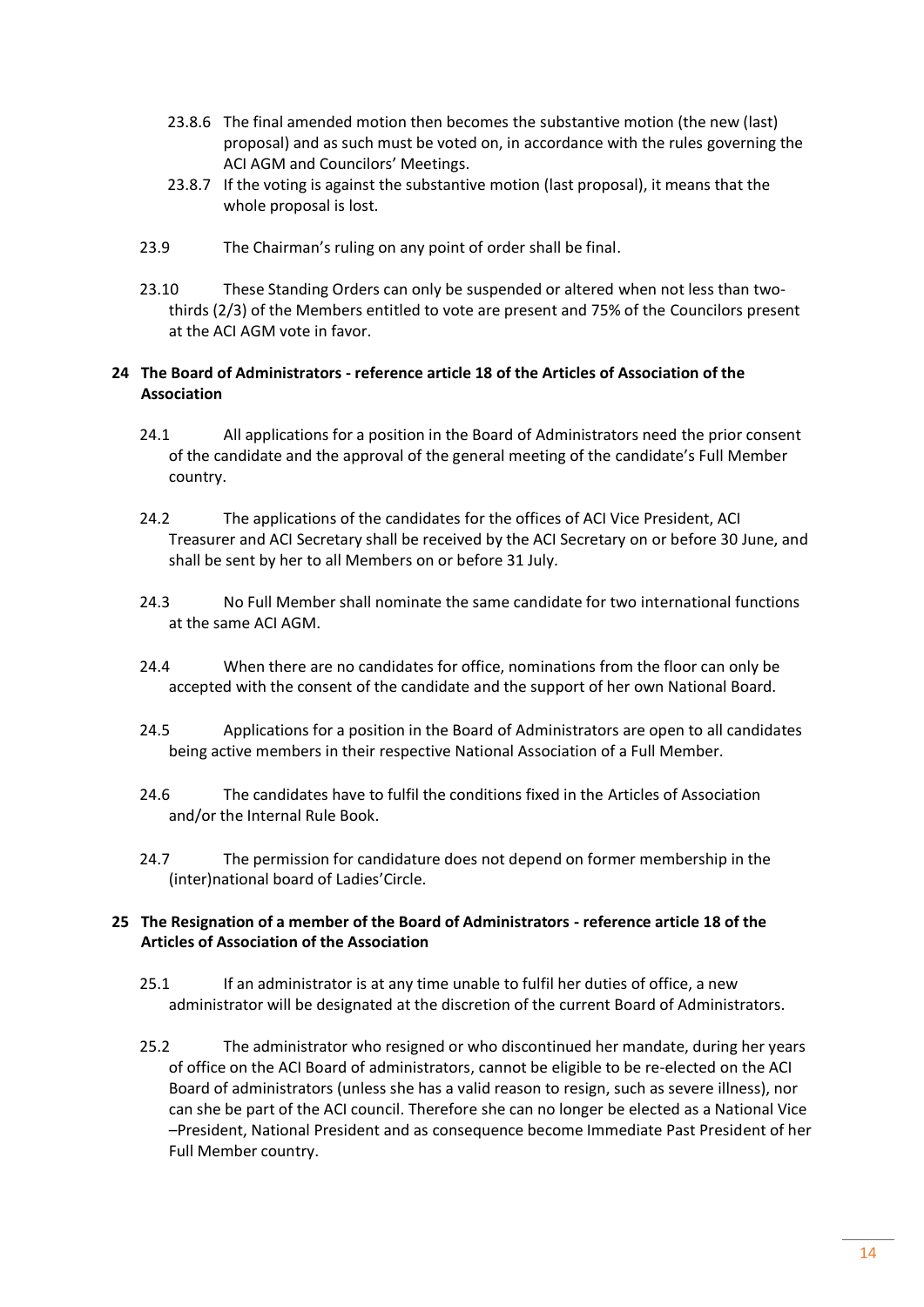23.8.6 The final amended motion then becomes the substantive motion (the new (last) proposal) and as such must be voted on, in accordance with the rules governing the ACI AGM and Councilors' Meetings.

23.8.7 If the voting is against the substantive motion (last proposal), it means that the whole proposal is lost.

23.9 The Chairman's ruling on any point of order shall be final.

23.10 These Standing Orders can only be suspended or altered when not less than two-thirds (2/3) of the Members entitled to vote are present and 75% of the Councilors present at the ACI AGM vote in favor.

## 24 The Board of Administrators - reference article 18 of the Articles of Association of the Association

24.1 All applications for a position in the Board of Administrators need the prior consent of the candidate and the approval of the general meeting of the candidate's Full Member country.

24.2 The applications of the candidates for the offices of ACI Vice President, ACI Treasurer and ACI Secretary shall be received by the ACI Secretary on or before 30 June, and shall be sent by her to all Members on or before 31 July.

24.3 No Full Member shall nominate the same candidate for two international functions at the same ACI AGM.

24.4 When there are no candidates for office, nominations from the floor can only be accepted with the consent of the candidate and the support of her own National Board.

24.5 Applications for a position in the Board of Administrators are open to all candidates being active members in their respective National Association of a Full Member.

24.6 The candidates have to fulfil the conditions fixed in the Articles of Association and/or the Internal Rule Book.

24.7 The permission for candidature does not depend on former membership in the (inter)national board of Ladies'Circle.

## 25 The Resignation of a member of the Board of Administrators - reference article 18 of the Articles of Association of the Association

25.1 If an administrator is at any time unable to fulfil her duties of office, a new administrator will be designated at the discretion of the current Board of Administrators.

25.2 The administrator who resigned or who discontinued her mandate, during her years of office on the ACI Board of administrators, cannot be eligible to be re-elected on the ACI Board of administrators (unless she has a valid reason to resign, such as severe illness), nor can she be part of the ACI council. Therefore she can no longer be elected as a National Vice –President, National President and as consequence become Immediate Past President of her Full Member country.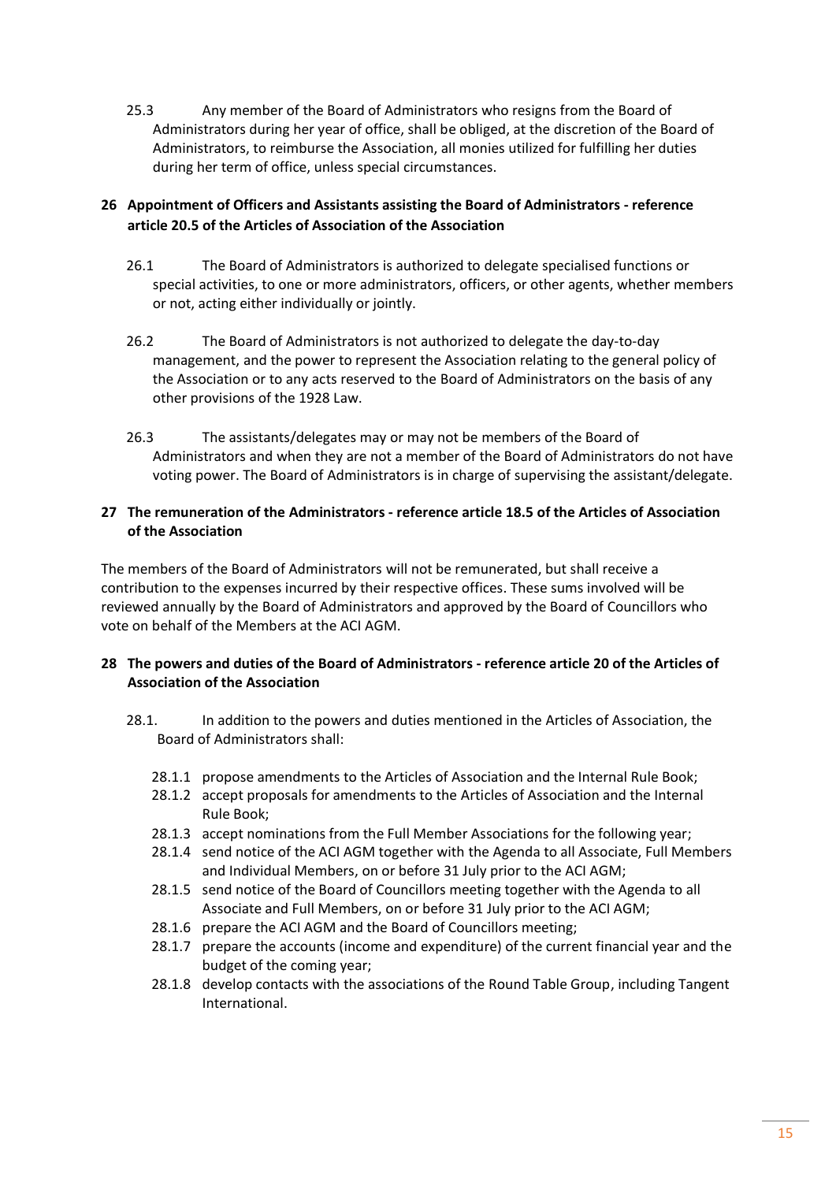25.3 Any member of the Board of Administrators who resigns from the Board of Administrators during her year of office, shall be obliged, at the discretion of the Board of Administrators, to reimburse the Association, all monies utilized for fulfilling her duties during her term of office, unless special circumstances.

## 26 Appointment of Officers and Assistants assisting the Board of Administrators - reference article 20.5 of the Articles of Association of the Association

26.1 The Board of Administrators is authorized to delegate specialised functions or special activities, to one or more administrators, officers, or other agents, whether members or not, acting either individually or jointly.

26.2 The Board of Administrators is not authorized to delegate the day-to-day management, and the power to represent the Association relating to the general policy of the Association or to any acts reserved to the Board of Administrators on the basis of any other provisions of the 1928 Law.

26.3 The assistants/delegates may or may not be members of the Board of Administrators and when they are not a member of the Board of Administrators do not have voting power. The Board of Administrators is in charge of supervising the assistant/delegate.

## 27 The remuneration of the Administrators - reference article 18.5 of the Articles of Association of the Association

The members of the Board of Administrators will not be remunerated, but shall receive a contribution to the expenses incurred by their respective offices. These sums involved will be reviewed annually by the Board of Administrators and approved by the Board of Councillors who vote on behalf of the Members at the ACI AGM.

## 28 The powers and duties of the Board of Administrators - reference article 20 of the Articles of Association of the Association

28.1. In addition to the powers and duties mentioned in the Articles of Association, the Board of Administrators shall:

- 28.1.1 propose amendments to the Articles of Association and the Internal Rule Book;
- 28.1.2 accept proposals for amendments to the Articles of Association and the Internal Rule Book;
- 28.1.3 accept nominations from the Full Member Associations for the following year;
- 28.1.4 send notice of the ACI AGM together with the Agenda to all Associate, Full Members and Individual Members, on or before 31 July prior to the ACI AGM;
- 28.1.5 send notice of the Board of Councillors meeting together with the Agenda to all Associate and Full Members, on or before 31 July prior to the ACI AGM;
- 28.1.6 prepare the ACI AGM and the Board of Councillors meeting;
- 28.1.7 prepare the accounts (income and expenditure) of the current financial year and the budget of the coming year;
- 28.1.8 develop contacts with the associations of the Round Table Group, including Tangent International.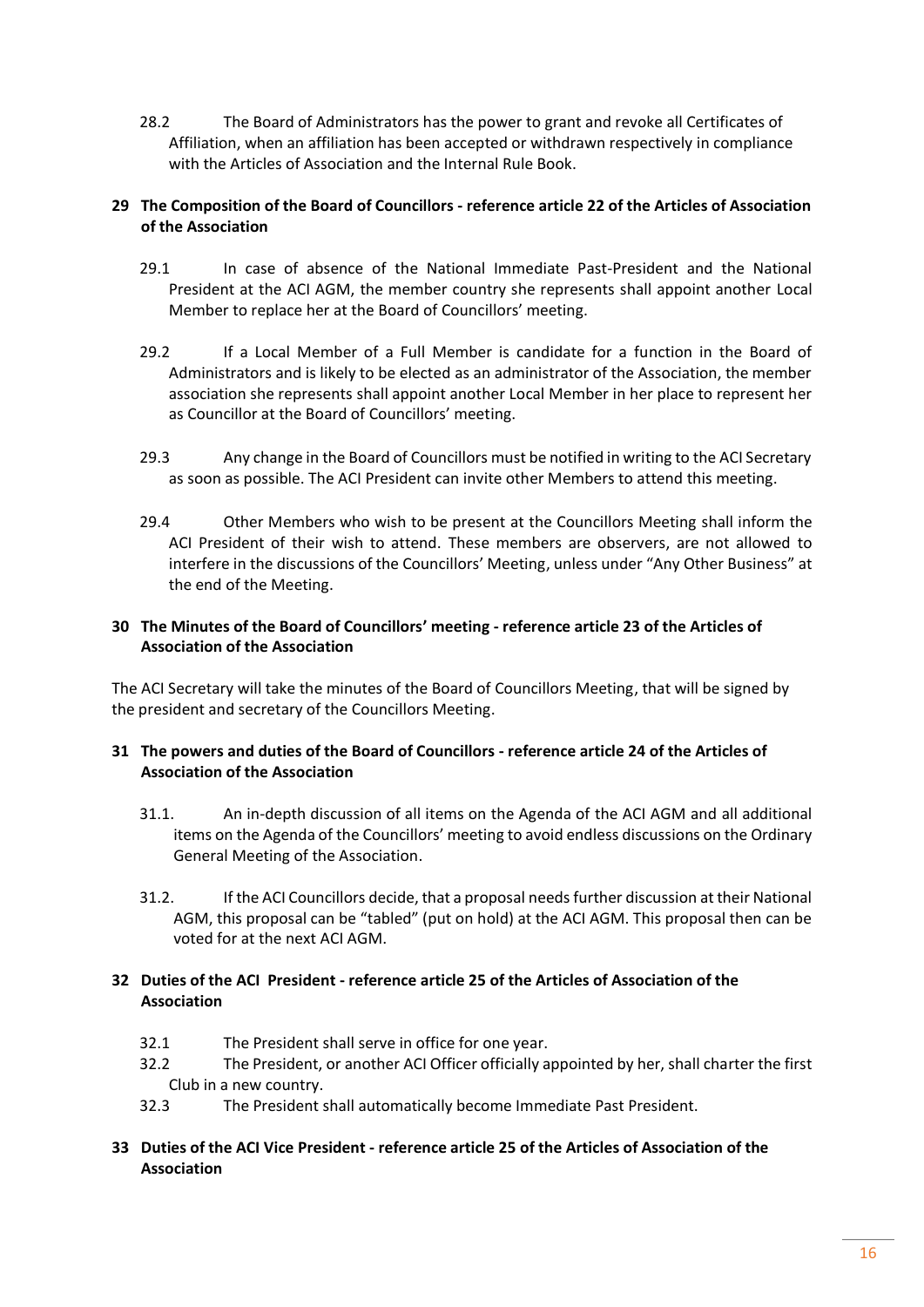28.2 The Board of Administrators has the power to grant and revoke all Certificates of Affiliation, when an affiliation has been accepted or withdrawn respectively in compliance with the Articles of Association and the Internal Rule Book.

## 29 The Composition of the Board of Councillors - reference article 22 of the Articles of Association of the Association

29.1 In case of absence of the National Immediate Past-President and the National President at the ACI AGM, the member country she represents shall appoint another Local Member to replace her at the Board of Councillors' meeting.

29.2 If a Local Member of a Full Member is candidate for a function in the Board of Administrators and is likely to be elected as an administrator of the Association, the member association she represents shall appoint another Local Member in her place to represent her as Councillor at the Board of Councillors' meeting.

29.3 Any change in the Board of Councillors must be notified in writing to the ACI Secretary as soon as possible. The ACI President can invite other Members to attend this meeting.

29.4 Other Members who wish to be present at the Councillors Meeting shall inform the ACI President of their wish to attend. These members are observers, are not allowed to interfere in the discussions of the Councillors' Meeting, unless under "Any Other Business" at the end of the Meeting.

## 30 The Minutes of the Board of Councillors' meeting - reference article 23 of the Articles of Association of the Association

The ACI Secretary will take the minutes of the Board of Councillors Meeting, that will be signed by the president and secretary of the Councillors Meeting.

## 31 The powers and duties of the Board of Councillors - reference article 24 of the Articles of Association of the Association

31.1. An in-depth discussion of all items on the Agenda of the ACI AGM and all additional items on the Agenda of the Councillors' meeting to avoid endless discussions on the Ordinary General Meeting of the Association.

31.2. If the ACI Councillors decide, that a proposal needs further discussion at their National AGM, this proposal can be "tabled" (put on hold) at the ACI AGM. This proposal then can be voted for at the next ACI AGM.

## 32 Duties of the ACI President - reference article 25 of the Articles of Association of the Association

32.1 The President shall serve in office for one year.

32.2 The President, or another ACI Officer officially appointed by her, shall charter the first Club in a new country.

32.3 The President shall automatically become Immediate Past President.

## 33 Duties of the ACI Vice President - reference article 25 of the Articles of Association of the Association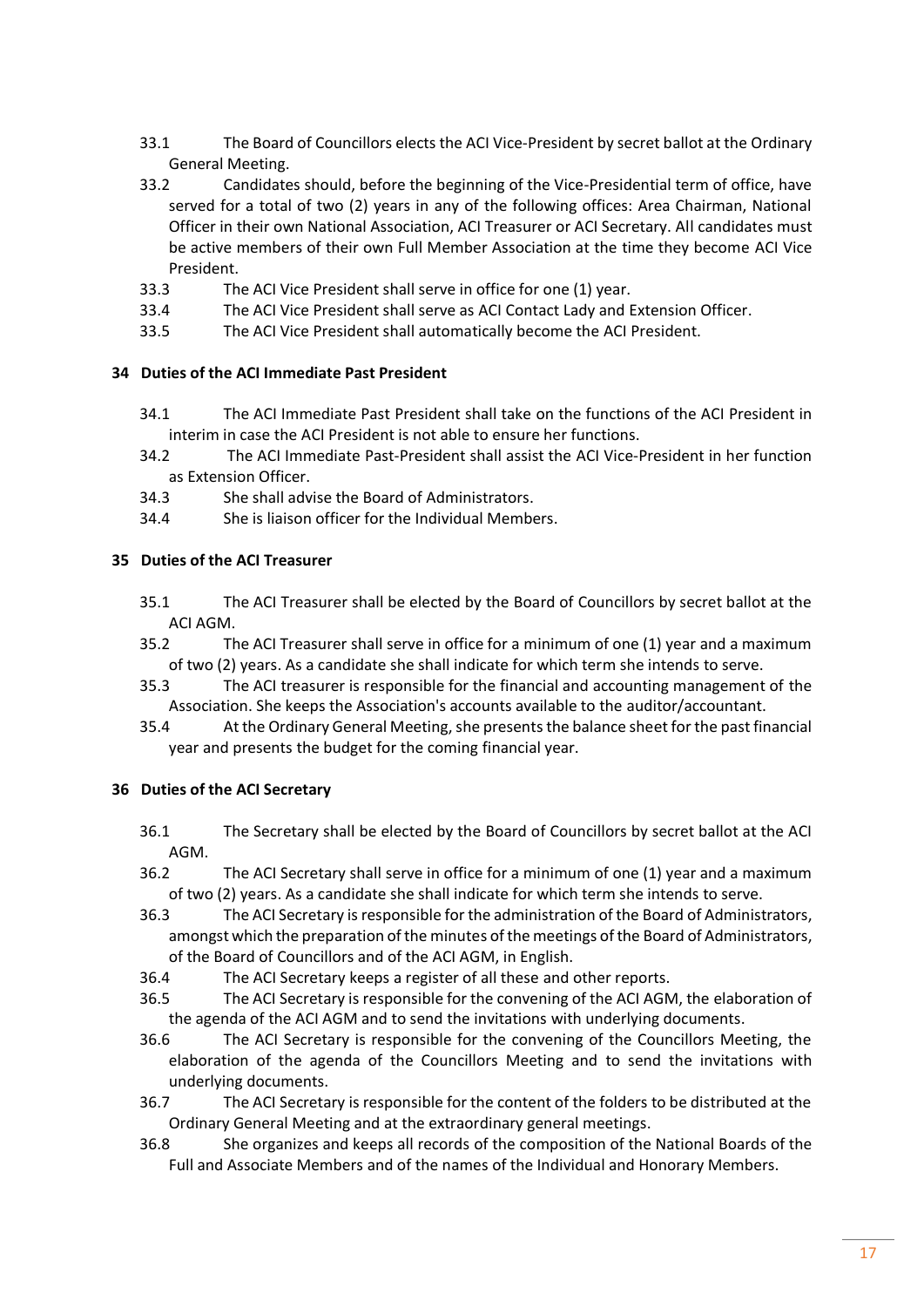33.1 The Board of Councillors elects the ACI Vice-President by secret ballot at the Ordinary General Meeting.

33.2 Candidates should, before the beginning of the Vice-Presidential term of office, have served for a total of two (2) years in any of the following offices: Area Chairman, National Officer in their own National Association, ACI Treasurer or ACI Secretary. All candidates must be active members of their own Full Member Association at the time they become ACI Vice President.

33.3 The ACI Vice President shall serve in office for one (1) year.

33.4 The ACI Vice President shall serve as ACI Contact Lady and Extension Officer.

33.5 The ACI Vice President shall automatically become the ACI President.

## 34 Duties of the ACI Immediate Past President

34.1 The ACI Immediate Past President shall take on the functions of the ACI President in interim in case the ACI President is not able to ensure her functions.

34.2 The ACI Immediate Past-President shall assist the ACI Vice-President in her function as Extension Officer.

34.3 She shall advise the Board of Administrators.

34.4 She is liaison officer for the Individual Members.

## 35 Duties of the ACI Treasurer

35.1 The ACI Treasurer shall be elected by the Board of Councillors by secret ballot at the ACI AGM.

35.2 The ACI Treasurer shall serve in office for a minimum of one (1) year and a maximum of two (2) years. As a candidate she shall indicate for which term she intends to serve.

35.3 The ACI treasurer is responsible for the financial and accounting management of the Association. She keeps the Association's accounts available to the auditor/accountant.

35.4 At the Ordinary General Meeting, she presents the balance sheet for the past financial year and presents the budget for the coming financial year.

## 36 Duties of the ACI Secretary

36.1 The Secretary shall be elected by the Board of Councillors by secret ballot at the ACI AGM.

36.2 The ACI Secretary shall serve in office for a minimum of one (1) year and a maximum of two (2) years. As a candidate she shall indicate for which term she intends to serve.

36.3 The ACI Secretary is responsible for the administration of the Board of Administrators, amongst which the preparation of the minutes of the meetings of the Board of Administrators, of the Board of Councillors and of the ACI AGM, in English.

36.4 The ACI Secretary keeps a register of all these and other reports.

36.5 The ACI Secretary is responsible for the convening of the ACI AGM, the elaboration of the agenda of the ACI AGM and to send the invitations with underlying documents.

36.6 The ACI Secretary is responsible for the convening of the Councillors Meeting, the elaboration of the agenda of the Councillors Meeting and to send the invitations with underlying documents.

36.7 The ACI Secretary is responsible for the content of the folders to be distributed at the Ordinary General Meeting and at the extraordinary general meetings.

36.8 She organizes and keeps all records of the composition of the National Boards of the Full and Associate Members and of the names of the Individual and Honorary Members.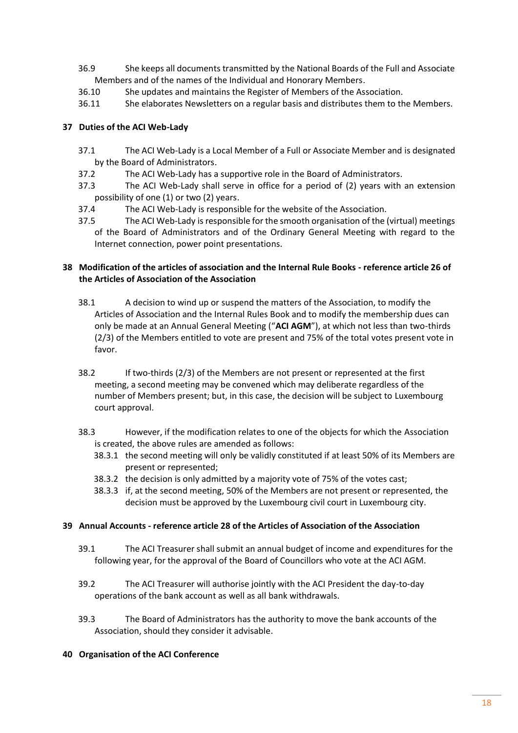36.9 She keeps all documents transmitted by the National Boards of the Full and Associate Members and of the names of the Individual and Honorary Members.

36.10 She updates and maintains the Register of Members of the Association.

36.11 She elaborates Newsletters on a regular basis and distributes them to the Members.

## 37 Duties of the ACI Web-Lady

37.1 The ACI Web-Lady is a Local Member of a Full or Associate Member and is designated by the Board of Administrators.

37.2 The ACI Web-Lady has a supportive role in the Board of Administrators.

37.3 The ACI Web-Lady shall serve in office for a period of (2) years with an extension possibility of one (1) or two (2) years.

37.4 The ACI Web-Lady is responsible for the website of the Association.

37.5 The ACI Web-Lady is responsible for the smooth organisation of the (virtual) meetings of the Board of Administrators and of the Ordinary General Meeting with regard to the Internet connection, power point presentations.

## 38 Modification of the articles of association and the Internal Rule Books - reference article 26 of the Articles of Association of the Association

38.1 A decision to wind up or suspend the matters of the Association, to modify the Articles of Association and the Internal Rules Book and to modify the membership dues can only be made at an Annual General Meeting ("**ACI AGM**"), at which not less than two-thirds (2/3) of the Members entitled to vote are present and 75% of the total votes present vote in favor.

38.2 If two-thirds (2/3) of the Members are not present or represented at the first meeting, a second meeting may be convened which may deliberate regardless of the number of Members present; but, in this case, the decision will be subject to Luxembourg court approval.

38.3 However, if the modification relates to one of the objects for which the Association is created, the above rules are amended as follows:

38.3.1 the second meeting will only be validly constituted if at least 50% of its Members are present or represented;

38.3.2 the decision is only admitted by a majority vote of 75% of the votes cast;

38.3.3 if, at the second meeting, 50% of the Members are not present or represented, the decision must be approved by the Luxembourg civil court in Luxembourg city.

## 39 Annual Accounts - reference article 28 of the Articles of Association of the Association

39.1 The ACI Treasurer shall submit an annual budget of income and expenditures for the following year, for the approval of the Board of Councillors who vote at the ACI AGM.

39.2 The ACI Treasurer will authorise jointly with the ACI President the day-to-day operations of the bank account as well as all bank withdrawals.

39.3 The Board of Administrators has the authority to move the bank accounts of the Association, should they consider it advisable.

## 40 Organisation of the ACI Conference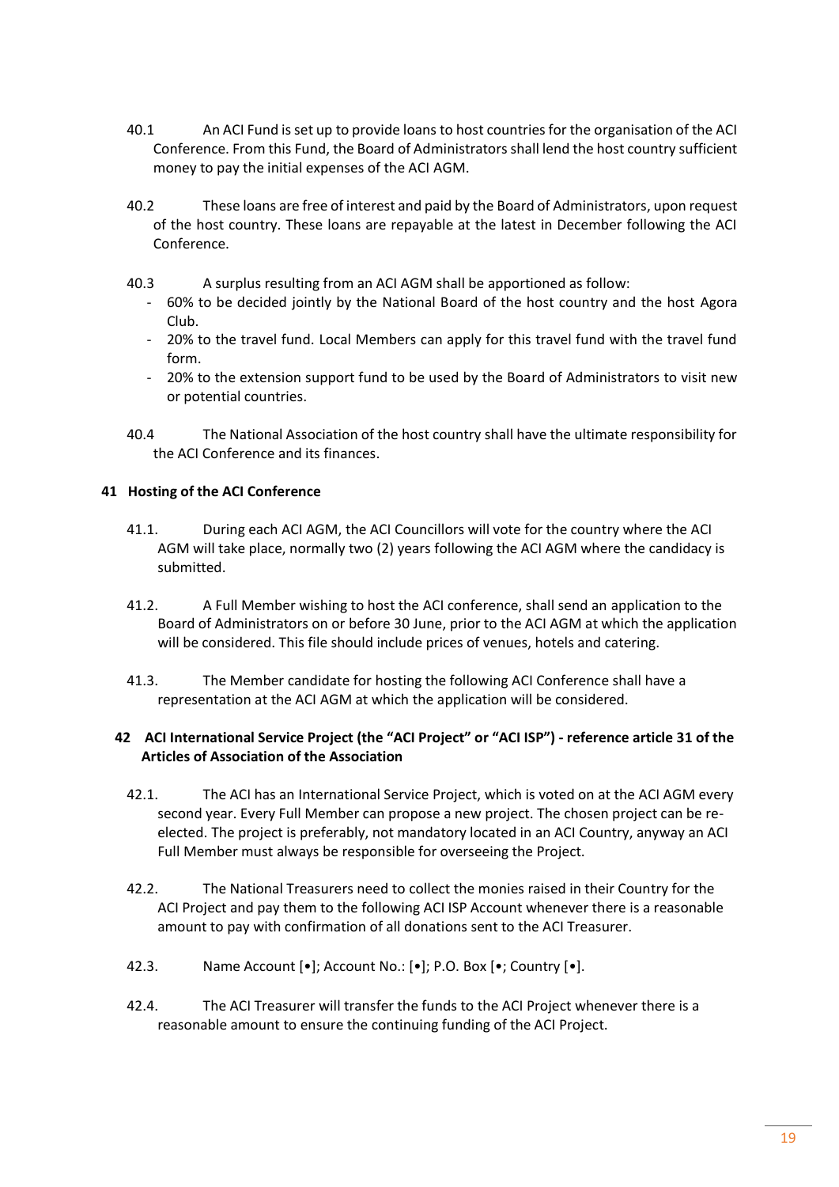40.1 An ACI Fund is set up to provide loans to host countries for the organisation of the ACI Conference. From this Fund, the Board of Administrators shall lend the host country sufficient money to pay the initial expenses of the ACI AGM.

40.2 These loans are free of interest and paid by the Board of Administrators, upon request of the host country. These loans are repayable at the latest in December following the ACI Conference.

40.3 A surplus resulting from an ACI AGM shall be apportioned as follow:

- 60% to be decided jointly by the National Board of the host country and the host Agora Club.
- 20% to the travel fund. Local Members can apply for this travel fund with the travel fund form.
- 20% to the extension support fund to be used by the Board of Administrators to visit new or potential countries.

40.4 The National Association of the host country shall have the ultimate responsibility for the ACI Conference and its finances.

## 41 Hosting of the ACI Conference

41.1. During each ACI AGM, the ACI Councillors will vote for the country where the ACI AGM will take place, normally two (2) years following the ACI AGM where the candidacy is submitted.

41.2. A Full Member wishing to host the ACI conference, shall send an application to the Board of Administrators on or before 30 June, prior to the ACI AGM at which the application will be considered. This file should include prices of venues, hotels and catering.

41.3. The Member candidate for hosting the following ACI Conference shall have a representation at the ACI AGM at which the application will be considered.

## 42 ACI International Service Project (the "ACI Project" or "ACI ISP") - reference article 31 of the Articles of Association of the Association

42.1. The ACI has an International Service Project, which is voted on at the ACI AGM every second year. Every Full Member can propose a new project. The chosen project can be re-elected. The project is preferably, not mandatory located in an ACI Country, anyway an ACI Full Member must always be responsible for overseeing the Project.

42.2. The National Treasurers need to collect the monies raised in their Country for the ACI Project and pay them to the following ACI ISP Account whenever there is a reasonable amount to pay with confirmation of all donations sent to the ACI Treasurer.

42.3. Name Account [•]; Account No.: [•]; P.O. Box [•; Country [•].

42.4. The ACI Treasurer will transfer the funds to the ACI Project whenever there is a reasonable amount to ensure the continuing funding of the ACI Project.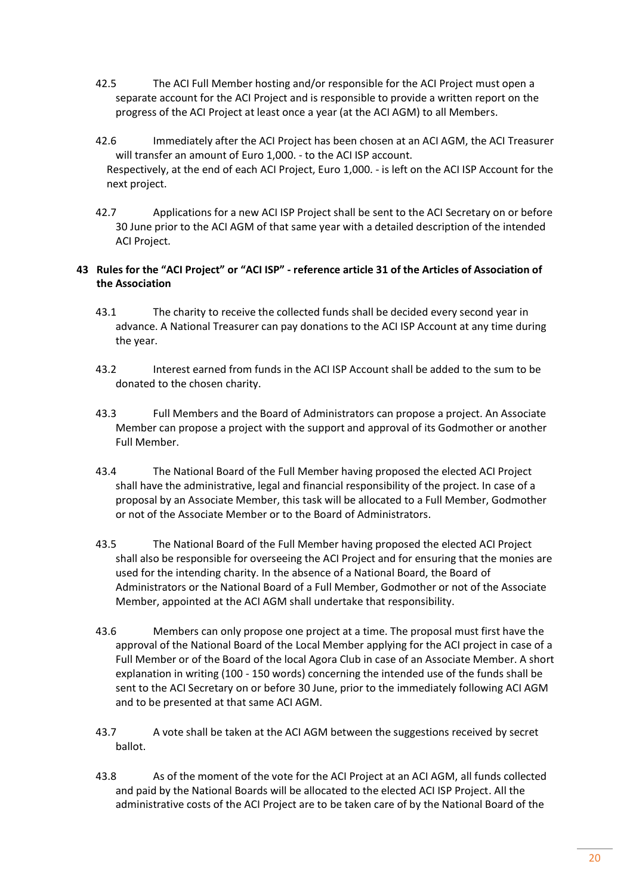42.5 The ACI Full Member hosting and/or responsible for the ACI Project must open a separate account for the ACI Project and is responsible to provide a written report on the progress of the ACI Project at least once a year (at the ACI AGM) to all Members.

42.6 Immediately after the ACI Project has been chosen at an ACI AGM, the ACI Treasurer will transfer an amount of Euro 1,000. - to the ACI ISP account. Respectively, at the end of each ACI Project, Euro 1,000. - is left on the ACI ISP Account for the next project.

42.7 Applications for a new ACI ISP Project shall be sent to the ACI Secretary on or before 30 June prior to the ACI AGM of that same year with a detailed description of the intended ACI Project.

**43 Rules for the "ACI Project" or "ACI ISP" - reference article 31 of the Articles of Association of the Association**

43.1 The charity to receive the collected funds shall be decided every second year in advance. A National Treasurer can pay donations to the ACI ISP Account at any time during the year.

43.2 Interest earned from funds in the ACI ISP Account shall be added to the sum to be donated to the chosen charity.

43.3 Full Members and the Board of Administrators can propose a project. An Associate Member can propose a project with the support and approval of its Godmother or another Full Member.

43.4 The National Board of the Full Member having proposed the elected ACI Project shall have the administrative, legal and financial responsibility of the project. In case of a proposal by an Associate Member, this task will be allocated to a Full Member, Godmother or not of the Associate Member or to the Board of Administrators.

43.5 The National Board of the Full Member having proposed the elected ACI Project shall also be responsible for overseeing the ACI Project and for ensuring that the monies are used for the intending charity. In the absence of a National Board, the Board of Administrators or the National Board of a Full Member, Godmother or not of the Associate Member, appointed at the ACI AGM shall undertake that responsibility.

43.6 Members can only propose one project at a time. The proposal must first have the approval of the National Board of the Local Member applying for the ACI project in case of a Full Member or of the Board of the local Agora Club in case of an Associate Member. A short explanation in writing (100 - 150 words) concerning the intended use of the funds shall be sent to the ACI Secretary on or before 30 June, prior to the immediately following ACI AGM and to be presented at that same ACI AGM.

43.7 A vote shall be taken at the ACI AGM between the suggestions received by secret ballot.

43.8 As of the moment of the vote for the ACI Project at an ACI AGM, all funds collected and paid by the National Boards will be allocated to the elected ACI ISP Project. All the administrative costs of the ACI Project are to be taken care of by the National Board of the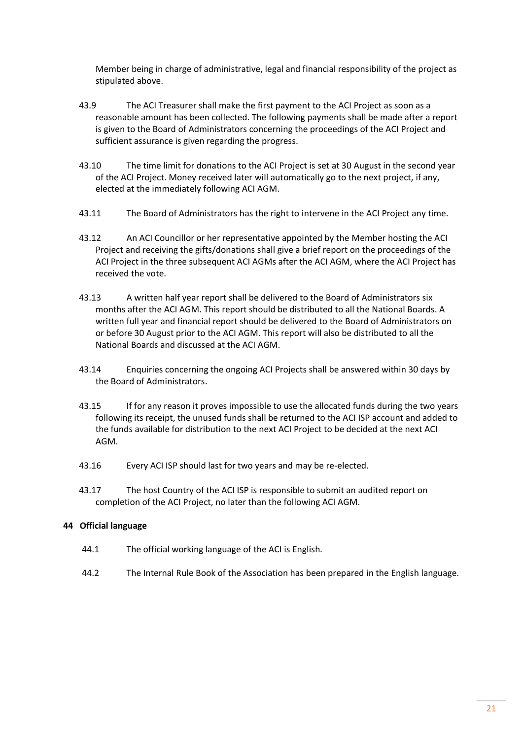Member being in charge of administrative, legal and financial responsibility of the project as stipulated above.

43.9 The ACI Treasurer shall make the first payment to the ACI Project as soon as a reasonable amount has been collected. The following payments shall be made after a report is given to the Board of Administrators concerning the proceedings of the ACI Project and sufficient assurance is given regarding the progress.

43.10 The time limit for donations to the ACI Project is set at 30 August in the second year of the ACI Project. Money received later will automatically go to the next project, if any, elected at the immediately following ACI AGM.

43.11 The Board of Administrators has the right to intervene in the ACI Project any time.

43.12 An ACI Councillor or her representative appointed by the Member hosting the ACI Project and receiving the gifts/donations shall give a brief report on the proceedings of the ACI Project in the three subsequent ACI AGMs after the ACI AGM, where the ACI Project has received the vote.

43.13 A written half year report shall be delivered to the Board of Administrators six months after the ACI AGM. This report should be distributed to all the National Boards. A written full year and financial report should be delivered to the Board of Administrators on or before 30 August prior to the ACI AGM. This report will also be distributed to all the National Boards and discussed at the ACI AGM.

43.14 Enquiries concerning the ongoing ACI Projects shall be answered within 30 days by the Board of Administrators.

43.15 If for any reason it proves impossible to use the allocated funds during the two years following its receipt, the unused funds shall be returned to the ACI ISP account and added to the funds available for distribution to the next ACI Project to be decided at the next ACI AGM.

43.16 Every ACI ISP should last for two years and may be re-elected.

43.17 The host Country of the ACI ISP is responsible to submit an audited report on completion of the ACI Project, no later than the following ACI AGM.

## 44 Official language

44.1 The official working language of the ACI is English.

44.2 The Internal Rule Book of the Association has been prepared in the English language.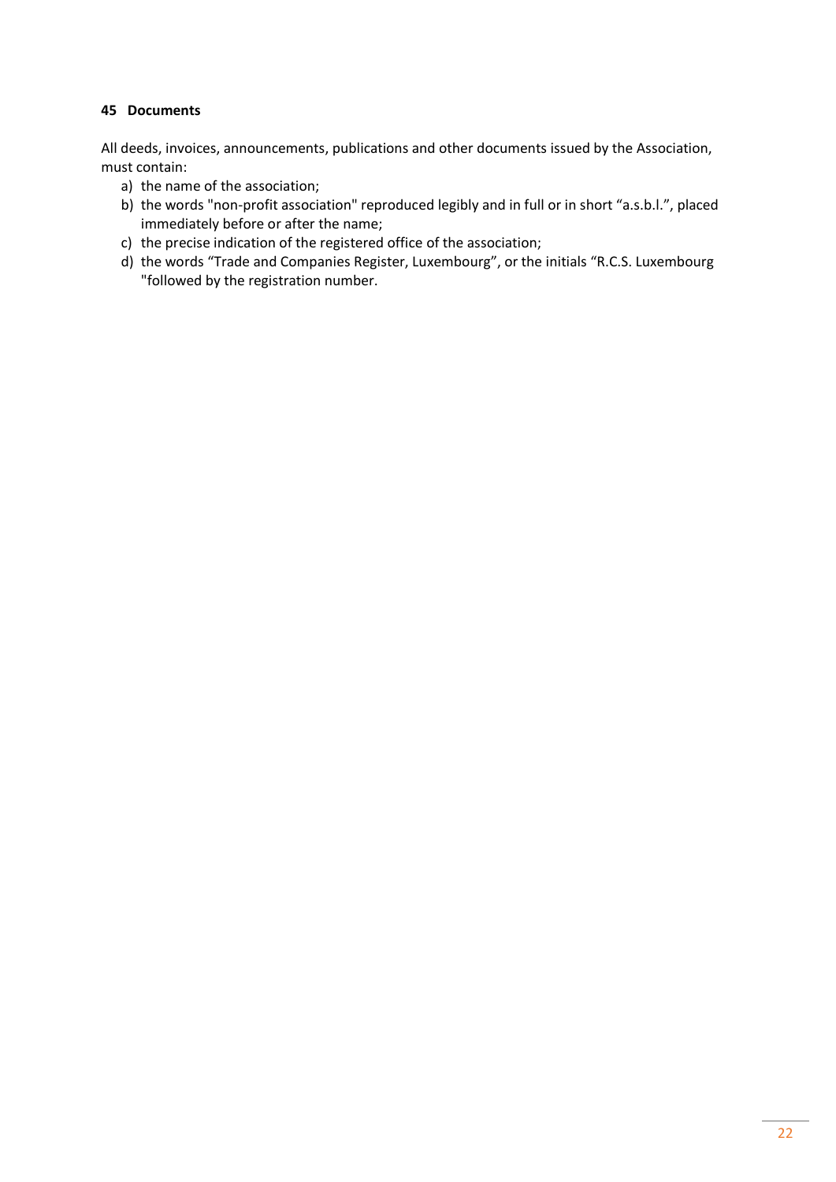**45 Documents**

All deeds, invoices, announcements, publications and other documents issued by the Association, must contain:

a) the name of the association;
b) the words "non-profit association" reproduced legibly and in full or in short “a.s.b.l.”, placed immediately before or after the name;
c) the precise indication of the registered office of the association;
d) the words “Trade and Companies Register, Luxembourg”, or the initials “R.C.S. Luxembourg "followed by the registration number.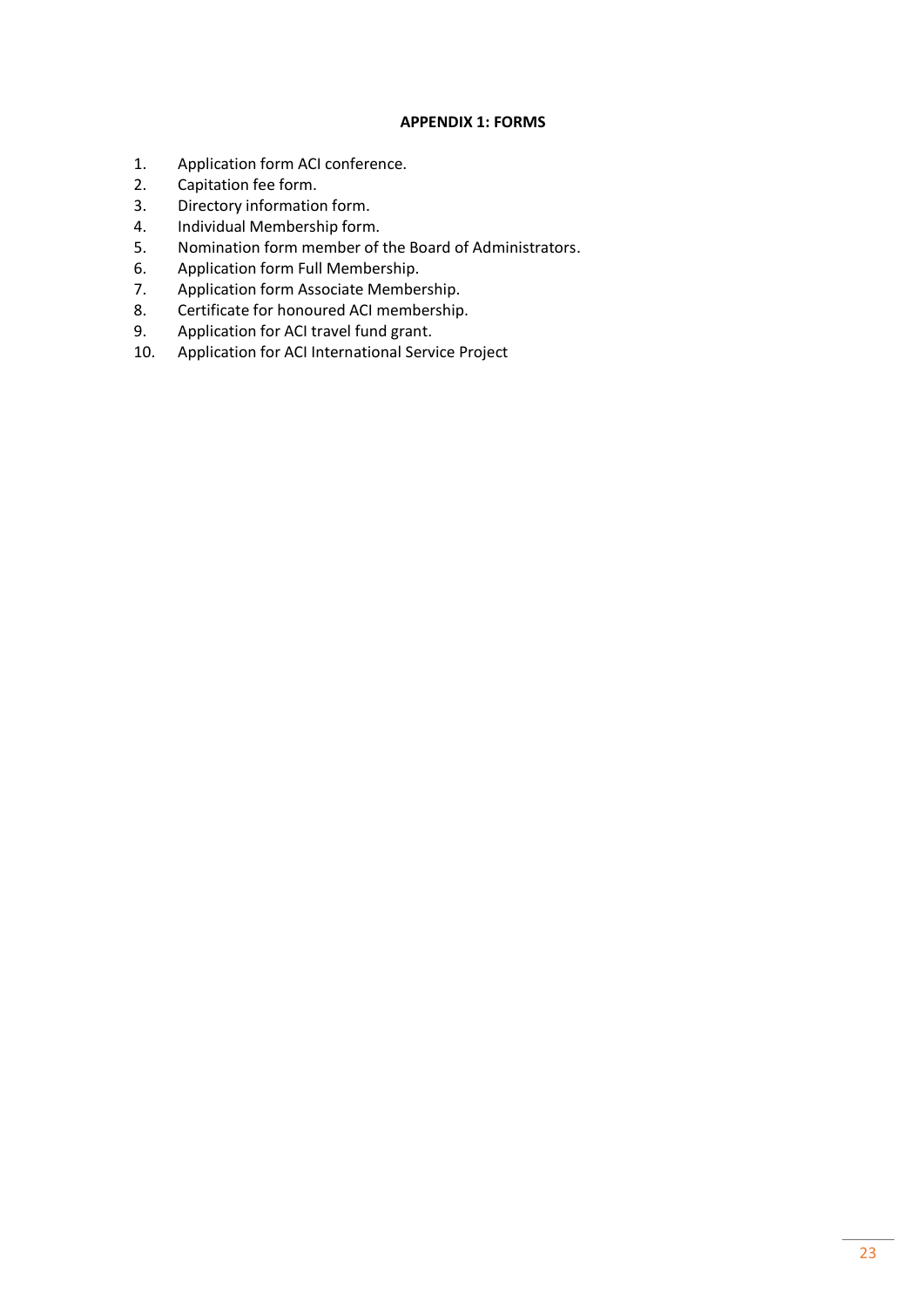## APPENDIX 1: FORMS

1. Application form ACI conference.
2. Capitation fee form.
3. Directory information form.
4. Individual Membership form.
5. Nomination form member of the Board of Administrators.
6. Application form Full Membership.
7. Application form Associate Membership.
8. Certificate for honoured ACI membership.
9. Application for ACI travel fund grant.
10. Application for ACI International Service Project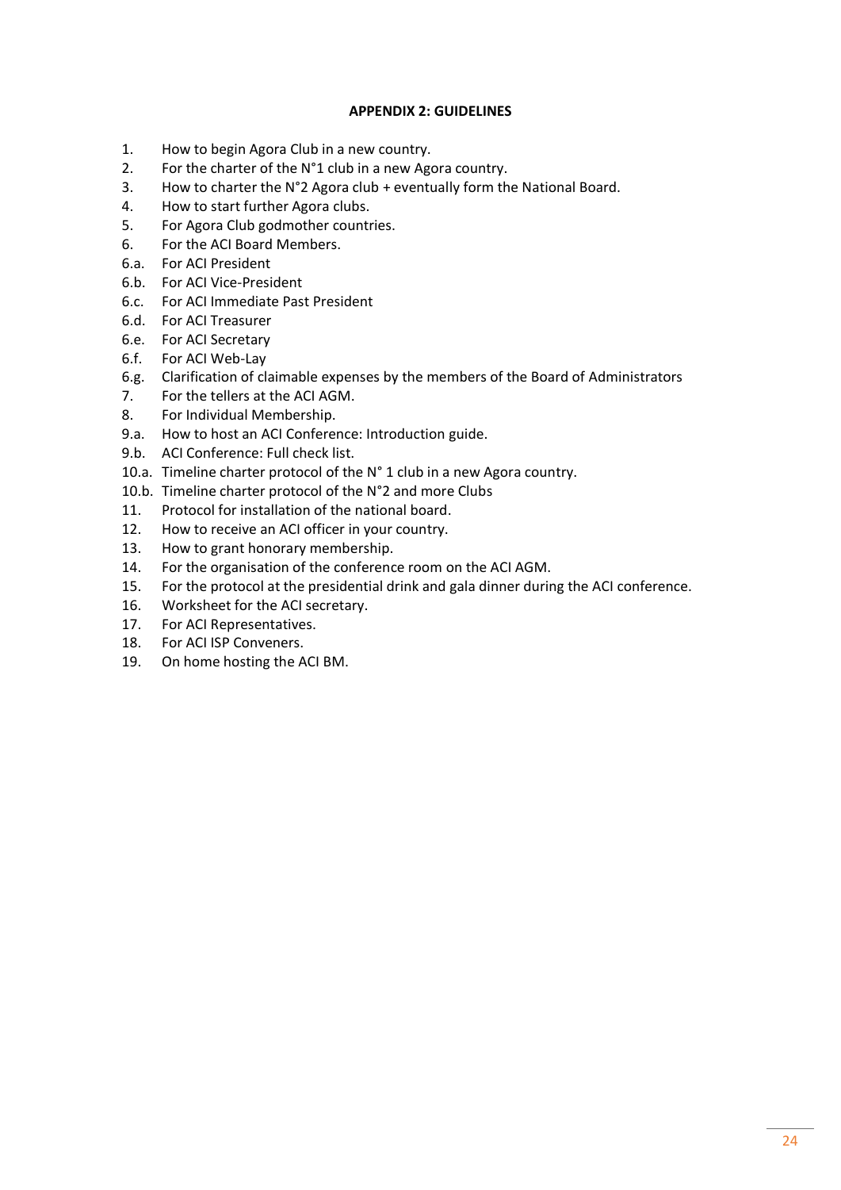**APPENDIX 2: GUIDELINES**

1. How to begin Agora Club in a new country.
2. For the charter of the N°1 club in a new Agora country.
3. How to charter the N°2 Agora club + eventually form the National Board.
4. How to start further Agora clubs.
5. For Agora Club godmother countries.
6. For the ACI Board Members.

6.a. For ACI President  
6.b. For ACI Vice-President  
6.c. For ACI Immediate Past President  
6.d. For ACI Treasurer  
6.e. For ACI Secretary  
6.f. For ACI Web-Lay  
6.g. Clarification of claimable expenses by the members of the Board of Administrators

7. For the tellers at the ACI AGM.
8. For Individual Membership.

9.a. How to host an ACI Conference: Introduction guide.  
9.b. ACI Conference: Full check list.  
10.a. Timeline charter protocol of the N° 1 club in a new Agora country.  
10.b. Timeline charter protocol of the N°2 and more Clubs

11. Protocol for installation of the national board.
12. How to receive an ACI officer in your country.
13. How to grant honorary membership.
14. For the organisation of the conference room on the ACI AGM.
15. For the protocol at the presidential drink and gala dinner during the ACI conference.
16. Worksheet for the ACI secretary.
17. For ACI Representatives.
18. For ACI ISP Conveners.
19. On home hosting the ACI BM.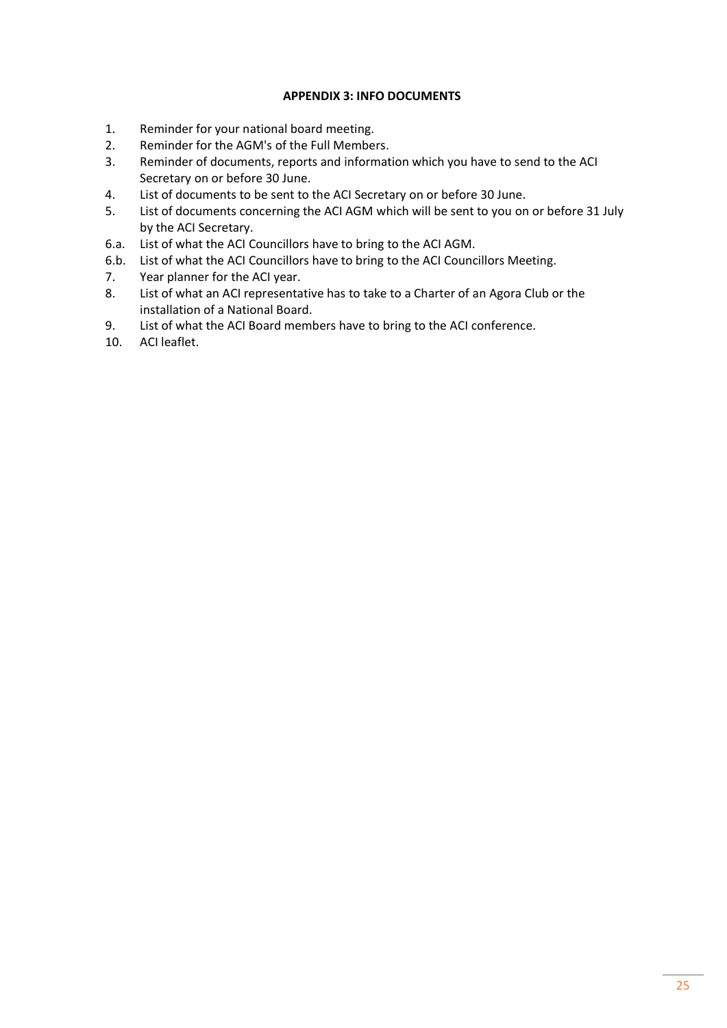**APPENDIX 3: INFO DOCUMENTS**

1. Reminder for your national board meeting.
2. Reminder for the AGM's of the Full Members.
3. Reminder of documents, reports and information which you have to send to the ACI Secretary on or before 30 June.
4. List of documents to be sent to the ACI Secretary on or before 30 June.
5. List of documents concerning the ACI AGM which will be sent to you on or before 31 July by the ACI Secretary.

6.a. List of what the ACI Councillors have to bring to the ACI AGM.

6.b. List of what the ACI Councillors have to bring to the ACI Councillors Meeting.

7. Year planner for the ACI year.
8. List of what an ACI representative has to take to a Charter of an Agora Club or the installation of a National Board.
9. List of what the ACI Board members have to bring to the ACI conference.
10. ACI leaflet.